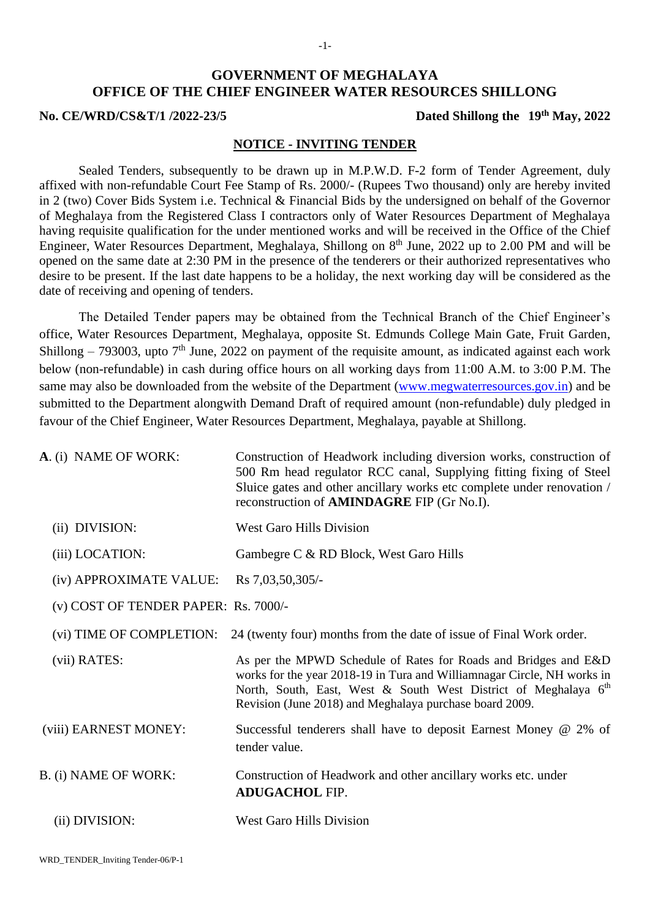# GOVERNMENT OF MEGHALAYA
## OFFICE OF THE CHIEF ENGINEER WATER RESOURCES SHILLONG

**No. CE/WRD/CS&T/1 /2022-23/5** **Dated Shillong the 19th May, 2022**

### NOTICE - INVITING TENDER

Sealed Tenders, subsequently to be drawn up in M.P.W.D. F-2 form of Tender Agreement, duly affixed with non-refundable Court Fee Stamp of Rs. 2000/- (Rupees Two thousand) only are hereby invited in 2 (two) Cover Bids System i.e. Technical & Financial Bids by the undersigned on behalf of the Governor of Meghalaya from the Registered Class I contractors only of Water Resources Department of Meghalaya having requisite qualification for the under mentioned works and will be received in the Office of the Chief Engineer, Water Resources Department, Meghalaya, Shillong on 8th June, 2022 up to 2.00 PM and will be opened on the same date at 2:30 PM in the presence of the tenderers or their authorized representatives who desire to be present. If the last date happens to be a holiday, the next working day will be considered as the date of receiving and opening of tenders.

The Detailed Tender papers may be obtained from the Technical Branch of the Chief Engineer's office, Water Resources Department, Meghalaya, opposite St. Edmunds College Main Gate, Fruit Garden, Shillong – 793003, upto 7th June, 2022 on payment of the requisite amount, as indicated against each work below (non-refundable) in cash during office hours on all working days from 11:00 A.M. to 3:00 P.M. The same may also be downloaded from the website of the Department (www.megwaterresources.gov.in) and be submitted to the Department alongwith Demand Draft of required amount (non-refundable) duly pledged in favour of the Chief Engineer, Water Resources Department, Meghalaya, payable at Shillong.

**A.** (i) NAME OF WORK: Construction of Headwork including diversion works, construction of 500 Rm head regulator RCC canal, Supplying fitting fixing of Steel Sluice gates and other ancillary works etc complete under renovation / reconstruction of **AMINDAGRE** FIP (Gr No.I).

(ii) DIVISION: West Garo Hills Division

(iii) LOCATION: Gambegre C & RD Block, West Garo Hills

(iv) APPROXIMATE VALUE: Rs 7,03,50,305/-

(v) COST OF TENDER PAPER: Rs. 7000/-

(vi) TIME OF COMPLETION: 24 (twenty four) months from the date of issue of Final Work order.

(vii) RATES: As per the MPWD Schedule of Rates for Roads and Bridges and E&D works for the year 2018-19 in Tura and Williamnagar Circle, NH works in North, South, East, West & South West District of Meghalaya 6th Revision (June 2018) and Meghalaya purchase board 2009.

(viii) EARNEST MONEY: Successful tenderers shall have to deposit Earnest Money @ 2% of tender value.

B. (i) NAME OF WORK: Construction of Headwork and other ancillary works etc. under **ADUGACHOL** FIP.

(ii) DIVISION: West Garo Hills Division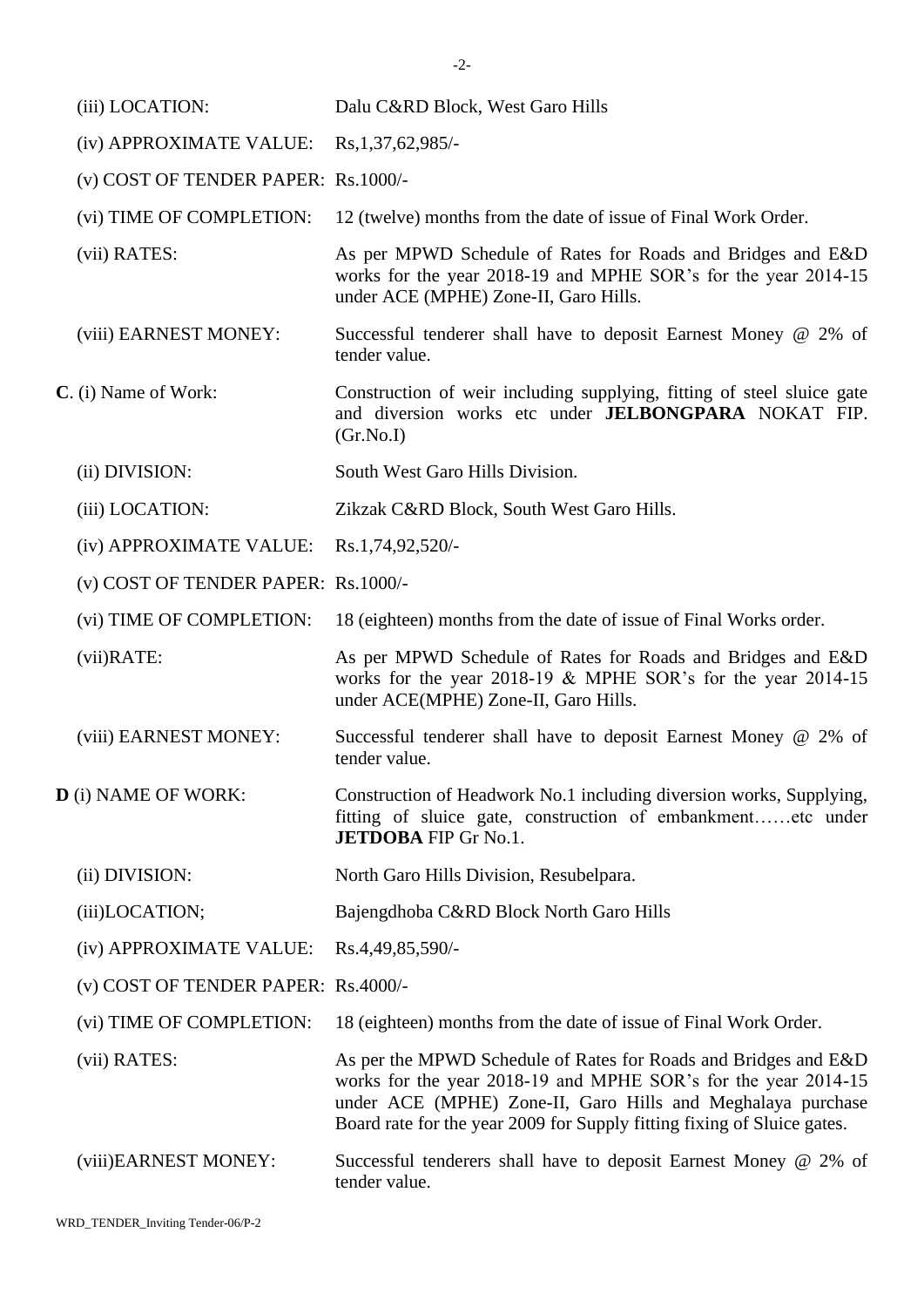| | |
|---|---|
| (iii) LOCATION: | Dalu C&RD Block, West Garo Hills |
| (iv) APPROXIMATE VALUE: | Rs,1,37,62,985/- |
| (v) COST OF TENDER PAPER: | Rs.1000/- |
| (vi) TIME OF COMPLETION: | 12 (twelve) months from the date of issue of Final Work Order. |
| (vii) RATES: | As per MPWD Schedule of Rates for Roads and Bridges and E&D works for the year 2018-19 and MPHE SOR's for the year 2014-15 under ACE (MPHE) Zone-II, Garo Hills. |
| (viii) EARNEST MONEY: | Successful tenderer shall have to deposit Earnest Money @ 2% of tender value. |
| **C**. (i) Name of Work: | Construction of weir including supplying, fitting of steel sluice gate and diversion works etc under **JELBONGPARA** NOKAT FIP. (Gr.No.I) |
| (ii) DIVISION: | South West Garo Hills Division. |
| (iii) LOCATION: | Zikzak C&RD Block, South West Garo Hills. |
| (iv) APPROXIMATE VALUE: | Rs.1,74,92,520/- |
| (v) COST OF TENDER PAPER: | Rs.1000/- |
| (vi) TIME OF COMPLETION: | 18 (eighteen) months from the date of issue of Final Works order. |
| (vii)RATE: | As per MPWD Schedule of Rates for Roads and Bridges and E&D works for the year 2018-19 & MPHE SOR's for the year 2014-15 under ACE(MPHE) Zone-II, Garo Hills. |
| (viii) EARNEST MONEY: | Successful tenderer shall have to deposit Earnest Money @ 2% of tender value. |
| **D** (i) NAME OF WORK: | Construction of Headwork No.1 including diversion works, Supplying, fitting of sluice gate, construction of embankment……etc under **JETDOBA** FIP Gr No.1. |
| (ii) DIVISION: | North Garo Hills Division, Resubelpara. |
| (iii)LOCATION; | Bajengdhoba C&RD Block North Garo Hills |
| (iv) APPROXIMATE VALUE: | Rs.4,49,85,590/- |
| (v) COST OF TENDER PAPER: | Rs.4000/- |
| (vi) TIME OF COMPLETION: | 18 (eighteen) months from the date of issue of Final Work Order. |
| (vii) RATES: | As per the MPWD Schedule of Rates for Roads and Bridges and E&D works for the year 2018-19 and MPHE SOR's for the year 2014-15 under ACE (MPHE) Zone-II, Garo Hills and Meghalaya purchase Board rate for the year 2009 for Supply fitting fixing of Sluice gates. |
| (viii)EARNEST MONEY: | Successful tenderers shall have to deposit Earnest Money @ 2% of tender value. |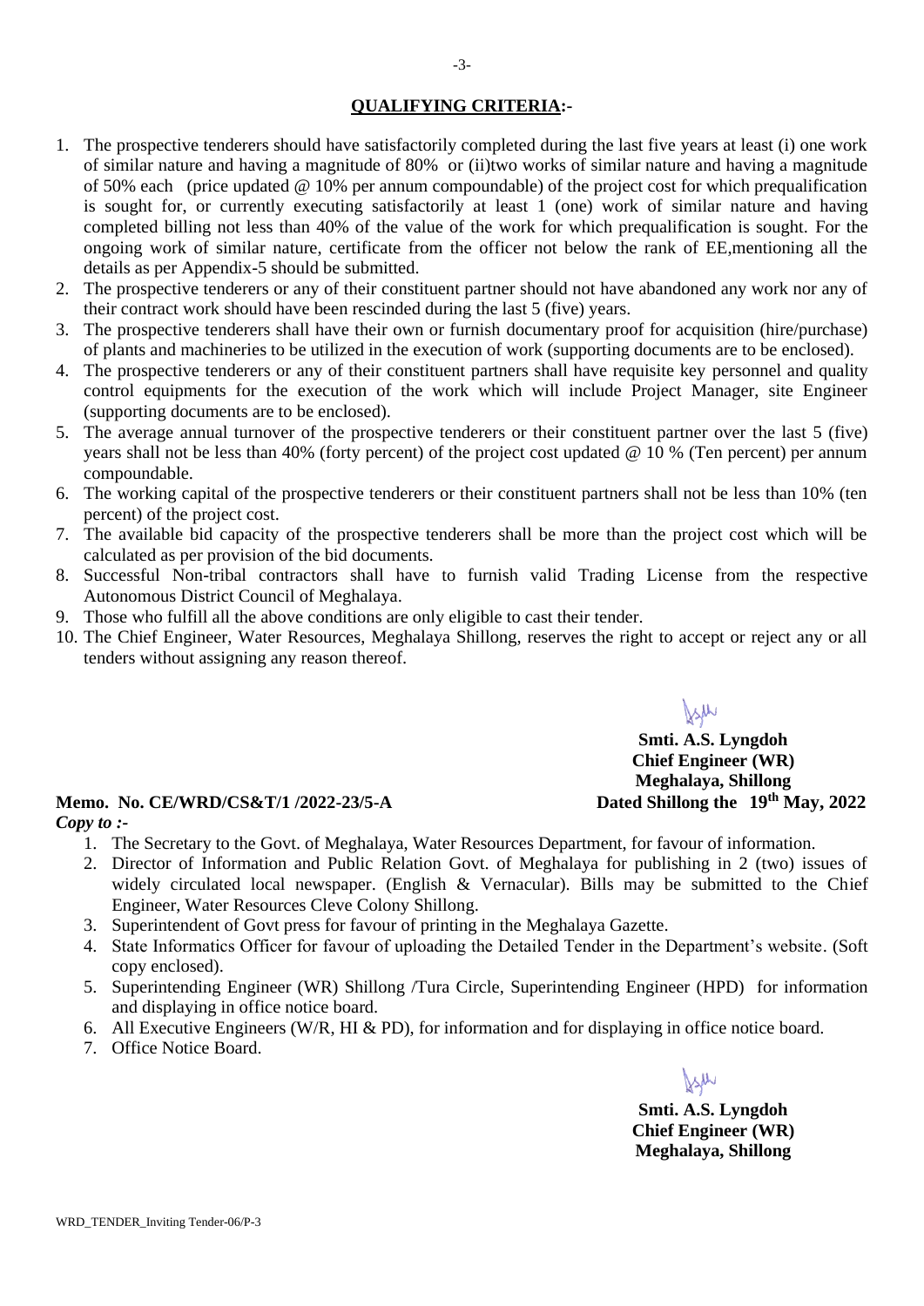## QUALIFYING CRITERIA:-

1. The prospective tenderers should have satisfactorily completed during the last five years at least (i) one work of similar nature and having a magnitude of 80% or (ii)two works of similar nature and having a magnitude of 50% each (price updated @ 10% per annum compoundable) of the project cost for which prequalification is sought for, or currently executing satisfactorily at least 1 (one) work of similar nature and having completed billing not less than 40% of the value of the work for which prequalification is sought. For the ongoing work of similar nature, certificate from the officer not below the rank of EE,mentioning all the details as per Appendix-5 should be submitted.
2. The prospective tenderers or any of their constituent partner should not have abandoned any work nor any of their contract work should have been rescinded during the last 5 (five) years.
3. The prospective tenderers shall have their own or furnish documentary proof for acquisition (hire/purchase) of plants and machineries to be utilized in the execution of work (supporting documents are to be enclosed).
4. The prospective tenderers or any of their constituent partners shall have requisite key personnel and quality control equipments for the execution of the work which will include Project Manager, site Engineer (supporting documents are to be enclosed).
5. The average annual turnover of the prospective tenderers or their constituent partner over the last 5 (five) years shall not be less than 40% (forty percent) of the project cost updated @ 10 % (Ten percent) per annum compoundable.
6. The working capital of the prospective tenderers or their constituent partners shall not be less than 10% (ten percent) of the project cost.
7. The available bid capacity of the prospective tenderers shall be more than the project cost which will be calculated as per provision of the bid documents.
8. Successful Non-tribal contractors shall have to furnish valid Trading License from the respective Autonomous District Council of Meghalaya.
9. Those who fulfill all the above conditions are only eligible to cast their tender.
10. The Chief Engineer, Water Resources, Meghalaya Shillong, reserves the right to accept or reject any or all tenders without assigning any reason thereof.

**Smti. A.S. Lyngdoh**
**Chief Engineer (WR)**
**Meghalaya, Shillong**

**Memo. No. CE/WRD/CS&T/1 /2022-23/5-A** **Dated Shillong the 19th May, 2022**

***Copy to :-***

1. The Secretary to the Govt. of Meghalaya, Water Resources Department, for favour of information.
2. Director of Information and Public Relation Govt. of Meghalaya for publishing in 2 (two) issues of widely circulated local newspaper. (English & Vernacular). Bills may be submitted to the Chief Engineer, Water Resources Cleve Colony Shillong.
3. Superintendent of Govt press for favour of printing in the Meghalaya Gazette.
4. State Informatics Officer for favour of uploading the Detailed Tender in the Department's website. (Soft copy enclosed).
5. Superintending Engineer (WR) Shillong /Tura Circle, Superintending Engineer (HPD) for information and displaying in office notice board.
6. All Executive Engineers (W/R, HI & PD), for information and for displaying in office notice board.
7. Office Notice Board.

**Smti. A.S. Lyngdoh**
**Chief Engineer (WR)**
**Meghalaya, Shillong**

WRD_TENDER_Inviting Tender-06/P-3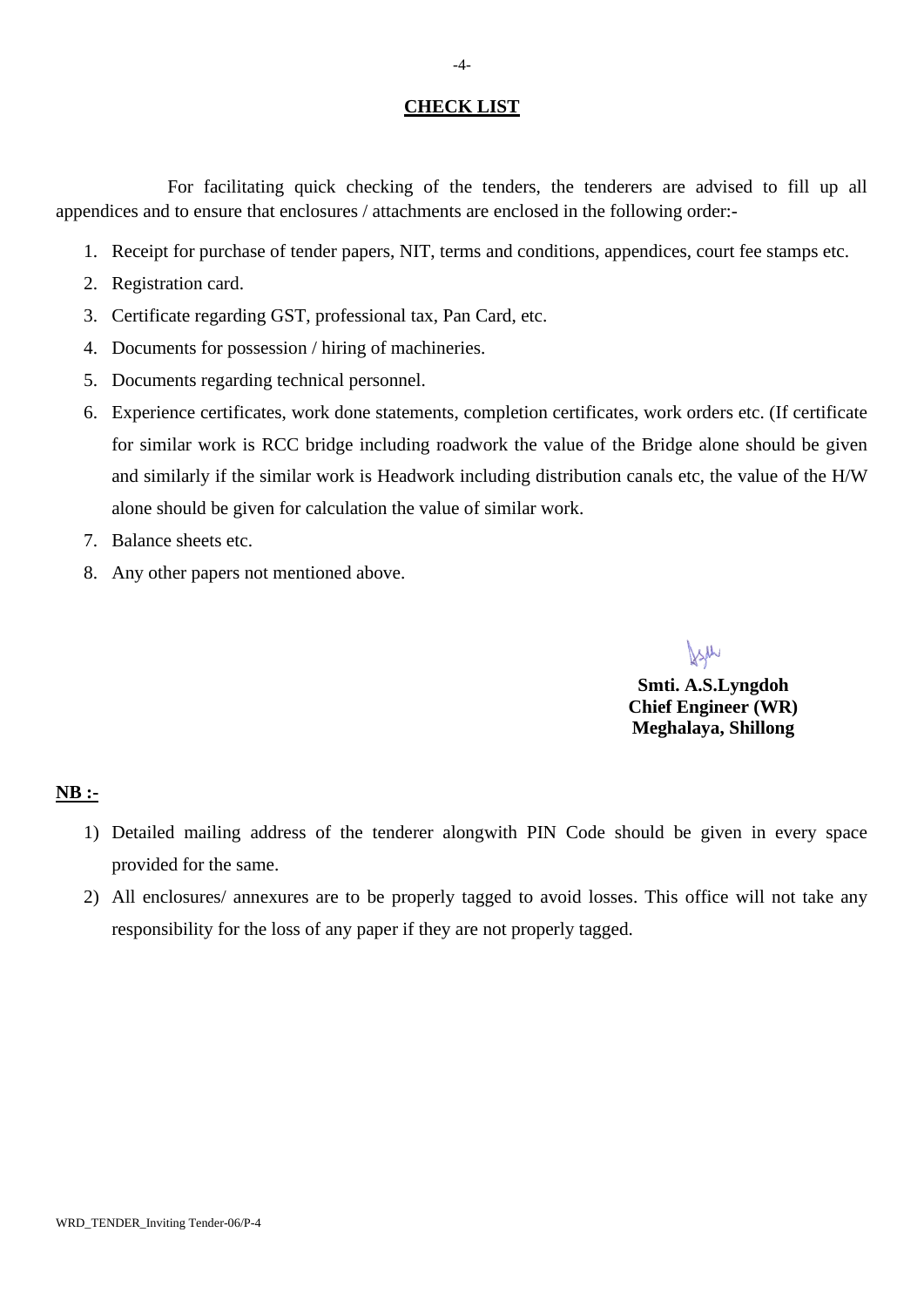## CHECK LIST

For facilitating quick checking of the tenders, the tenderers are advised to fill up all appendices and to ensure that enclosures / attachments are enclosed in the following order:-

1. Receipt for purchase of tender papers, NIT, terms and conditions, appendices, court fee stamps etc.
2. Registration card.
3. Certificate regarding GST, professional tax, Pan Card, etc.
4. Documents for possession / hiring of machineries.
5. Documents regarding technical personnel.
6. Experience certificates, work done statements, completion certificates, work orders etc. (If certificate for similar work is RCC bridge including roadwork the value of the Bridge alone should be given and similarly if the similar work is Headwork including distribution canals etc, the value of the H/W alone should be given for calculation the value of similar work.
7. Balance sheets etc.
8. Any other papers not mentioned above.

**Smti. A.S.Lyngdoh**
**Chief Engineer (WR)**
**Meghalaya, Shillong**

**NB :-**

1) Detailed mailing address of the tenderer alongwith PIN Code should be given in every space provided for the same.
2) All enclosures/ annexures are to be properly tagged to avoid losses. This office will not take any responsibility for the loss of any paper if they are not properly tagged.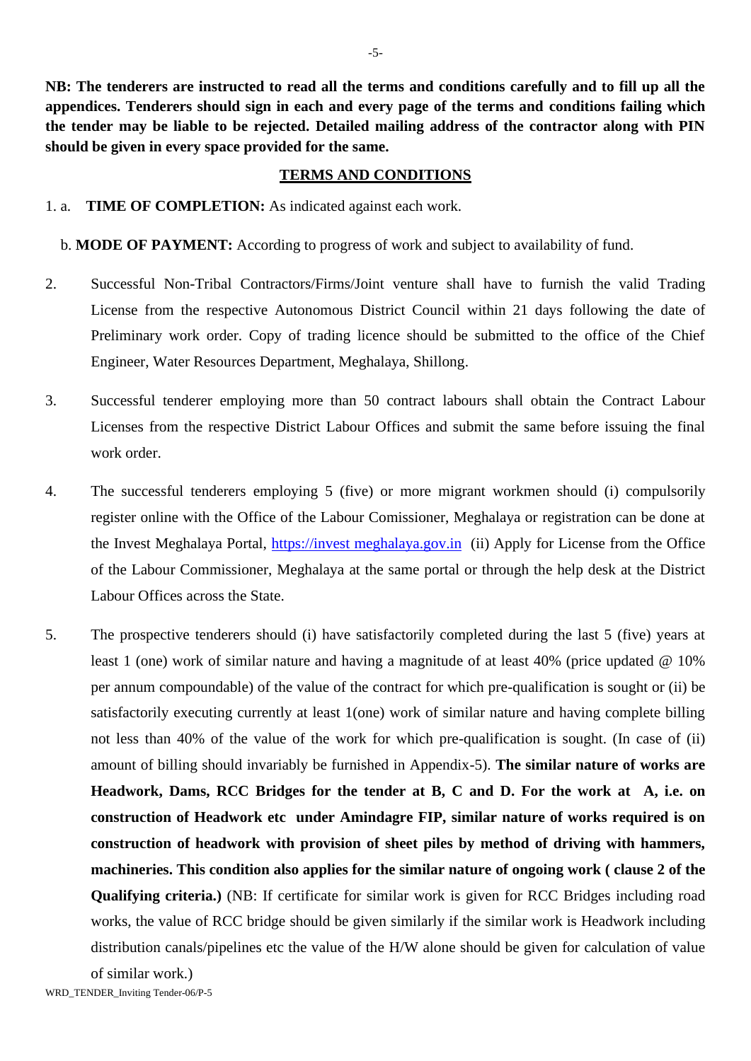**NB: The tenderers are instructed to read all the terms and conditions carefully and to fill up all the appendices. Tenderers should sign in each and every page of the terms and conditions failing which the tender may be liable to be rejected. Detailed mailing address of the contractor along with PIN should be given in every space provided for the same.**

## TERMS AND CONDITIONS

1. a. **TIME OF COMPLETION:** As indicated against each work.

   b. **MODE OF PAYMENT:** According to progress of work and subject to availability of fund.

2. Successful Non-Tribal Contractors/Firms/Joint venture shall have to furnish the valid Trading License from the respective Autonomous District Council within 21 days following the date of Preliminary work order. Copy of trading licence should be submitted to the office of the Chief Engineer, Water Resources Department, Meghalaya, Shillong.

3. Successful tenderer employing more than 50 contract labours shall obtain the Contract Labour Licenses from the respective District Labour Offices and submit the same before issuing the final work order.

4. The successful tenderers employing 5 (five) or more migrant workmen should (i) compulsorily register online with the Office of the Labour Comissioner, Meghalaya or registration can be done at the Invest Meghalaya Portal, https://invest meghalaya.gov.in (ii) Apply for License from the Office of the Labour Commissioner, Meghalaya at the same portal or through the help desk at the District Labour Offices across the State.

5. The prospective tenderers should (i) have satisfactorily completed during the last 5 (five) years at least 1 (one) work of similar nature and having a magnitude of at least 40% (price updated @ 10% per annum compoundable) of the value of the contract for which pre-qualification is sought or (ii) be satisfactorily executing currently at least 1(one) work of similar nature and having complete billing not less than 40% of the value of the work for which pre-qualification is sought. (In case of (ii) amount of billing should invariably be furnished in Appendix-5). **The similar nature of works are Headwork, Dams, RCC Bridges for the tender at B, C and D. For the work at A, i.e. on construction of Headwork etc under Amindagre FIP, similar nature of works required is on construction of headwork with provision of sheet piles by method of driving with hammers, machineries. This condition also applies for the similar nature of ongoing work ( clause 2 of the Qualifying criteria.)** (NB: If certificate for similar work is given for RCC Bridges including road works, the value of RCC bridge should be given similarly if the similar work is Headwork including distribution canals/pipelines etc the value of the H/W alone should be given for calculation of value of similar work.)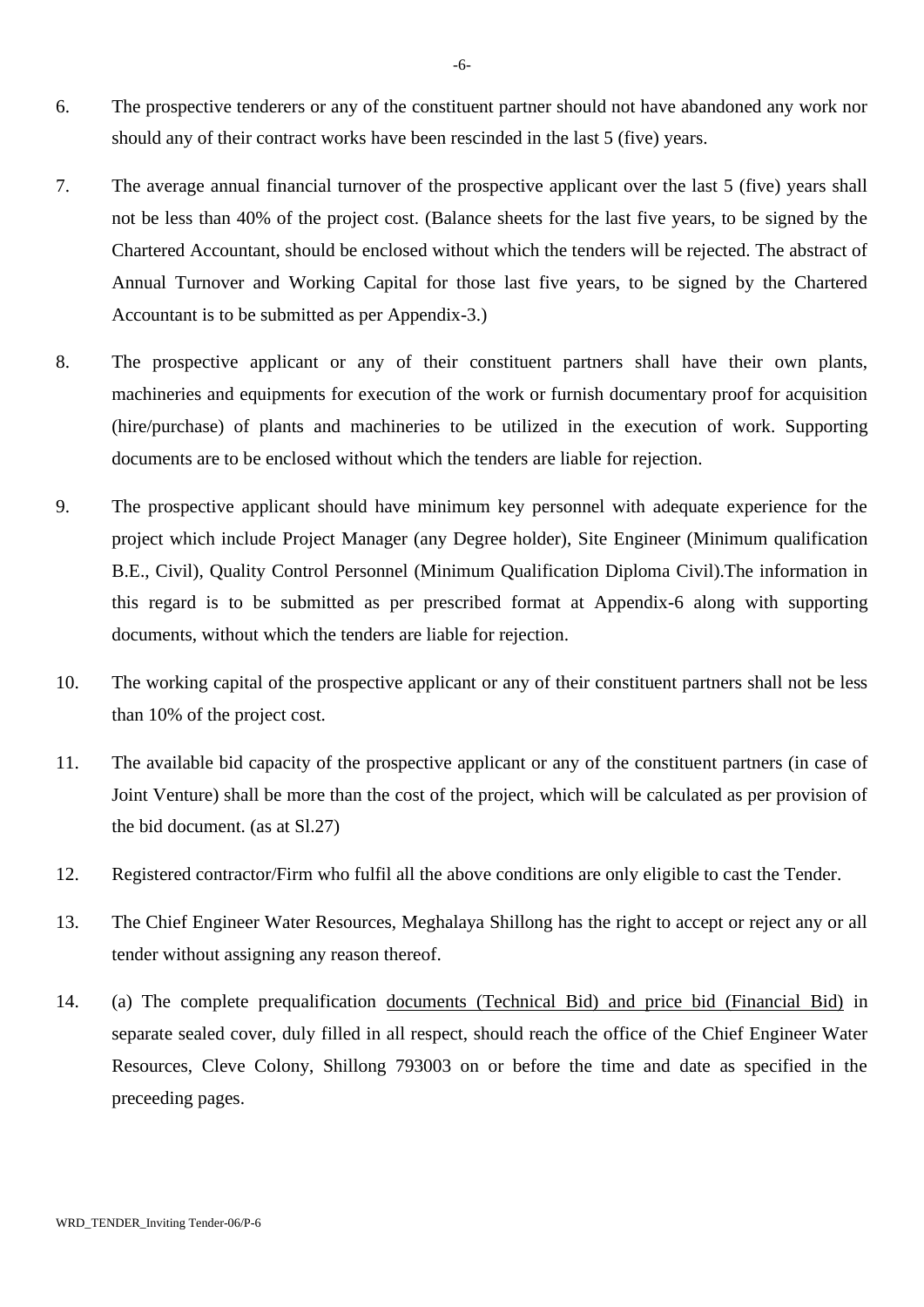6. The prospective tenderers or any of the constituent partner should not have abandoned any work nor should any of their contract works have been rescinded in the last 5 (five) years.

7. The average annual financial turnover of the prospective applicant over the last 5 (five) years shall not be less than 40% of the project cost. (Balance sheets for the last five years, to be signed by the Chartered Accountant, should be enclosed without which the tenders will be rejected. The abstract of Annual Turnover and Working Capital for those last five years, to be signed by the Chartered Accountant is to be submitted as per Appendix-3.)

8. The prospective applicant or any of their constituent partners shall have their own plants, machineries and equipments for execution of the work or furnish documentary proof for acquisition (hire/purchase) of plants and machineries to be utilized in the execution of work. Supporting documents are to be enclosed without which the tenders are liable for rejection.

9. The prospective applicant should have minimum key personnel with adequate experience for the project which include Project Manager (any Degree holder), Site Engineer (Minimum qualification B.E., Civil), Quality Control Personnel (Minimum Qualification Diploma Civil).The information in this regard is to be submitted as per prescribed format at Appendix-6 along with supporting documents, without which the tenders are liable for rejection.

10. The working capital of the prospective applicant or any of their constituent partners shall not be less than 10% of the project cost.

11. The available bid capacity of the prospective applicant or any of the constituent partners (in case of Joint Venture) shall be more than the cost of the project, which will be calculated as per provision of the bid document. (as at Sl.27)

12. Registered contractor/Firm who fulfil all the above conditions are only eligible to cast the Tender.

13. The Chief Engineer Water Resources, Meghalaya Shillong has the right to accept or reject any or all tender without assigning any reason thereof.

14. (a) The complete prequalification documents (Technical Bid) and price bid (Financial Bid) in separate sealed cover, duly filled in all respect, should reach the office of the Chief Engineer Water Resources, Cleve Colony, Shillong 793003 on or before the time and date as specified in the preceeding pages.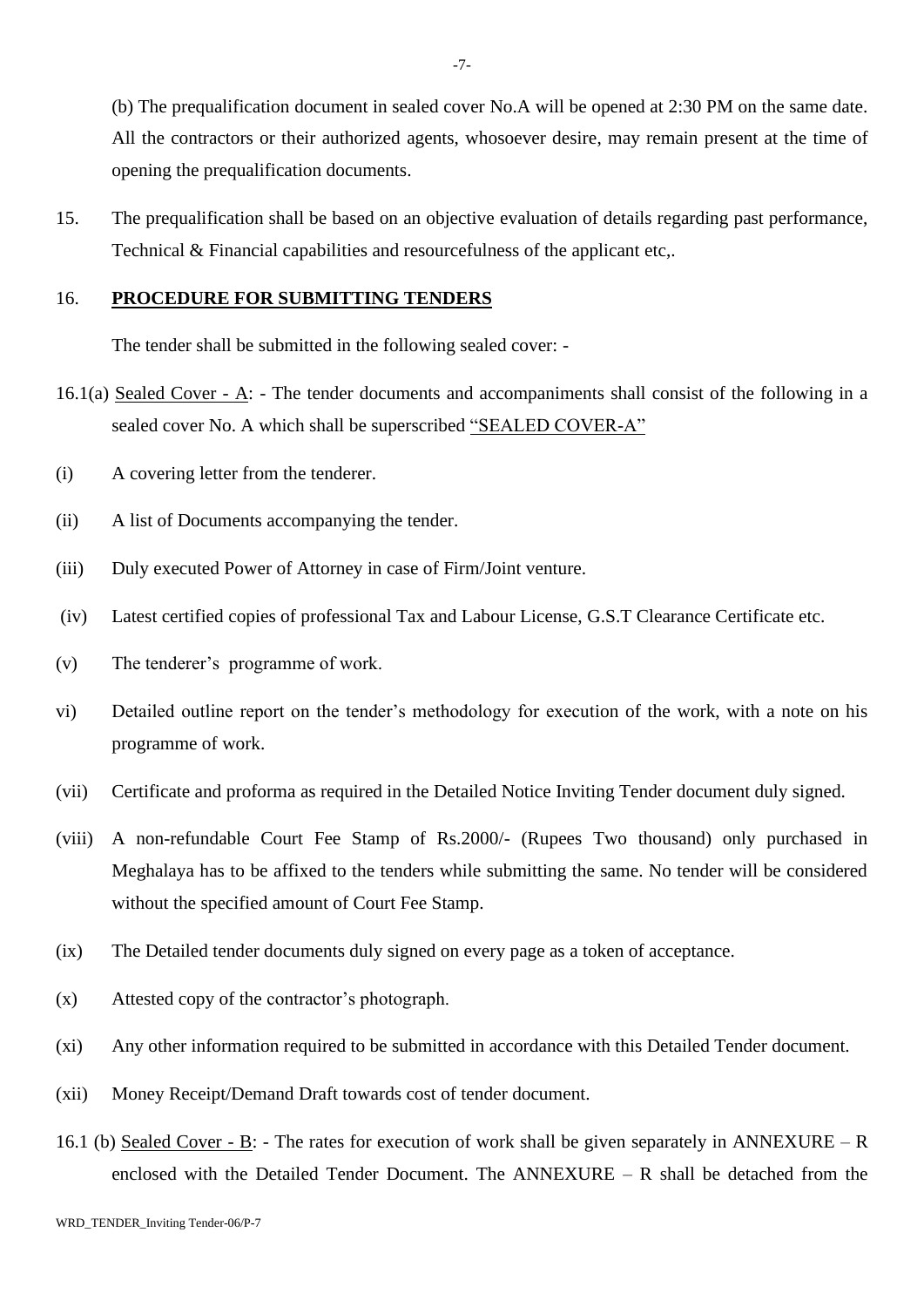(b) The prequalification document in sealed cover No.A will be opened at 2:30 PM on the same date. All the contractors or their authorized agents, whosoever desire, may remain present at the time of opening the prequalification documents.

15. The prequalification shall be based on an objective evaluation of details regarding past performance, Technical & Financial capabilities and resourcefulness of the applicant etc,.

16. **PROCEDURE FOR SUBMITTING TENDERS**

The tender shall be submitted in the following sealed cover: -

16.1(a) Sealed Cover - A: - The tender documents and accompaniments shall consist of the following in a sealed cover No. A which shall be superscribed "SEALED COVER-A"

(i) A covering letter from the tenderer.

(ii) A list of Documents accompanying the tender.

(iii) Duly executed Power of Attorney in case of Firm/Joint venture.

(iv) Latest certified copies of professional Tax and Labour License, G.S.T Clearance Certificate etc.

(v) The tenderer's programme of work.

vi) Detailed outline report on the tender's methodology for execution of the work, with a note on his programme of work.

(vii) Certificate and proforma as required in the Detailed Notice Inviting Tender document duly signed.

(viii) A non-refundable Court Fee Stamp of Rs.2000/- (Rupees Two thousand) only purchased in Meghalaya has to be affixed to the tenders while submitting the same. No tender will be considered without the specified amount of Court Fee Stamp.

(ix) The Detailed tender documents duly signed on every page as a token of acceptance.

(x) Attested copy of the contractor's photograph.

(xi) Any other information required to be submitted in accordance with this Detailed Tender document.

(xii) Money Receipt/Demand Draft towards cost of tender document.

16.1 (b) Sealed Cover - B: - The rates for execution of work shall be given separately in ANNEXURE – R enclosed with the Detailed Tender Document. The ANNEXURE – R shall be detached from the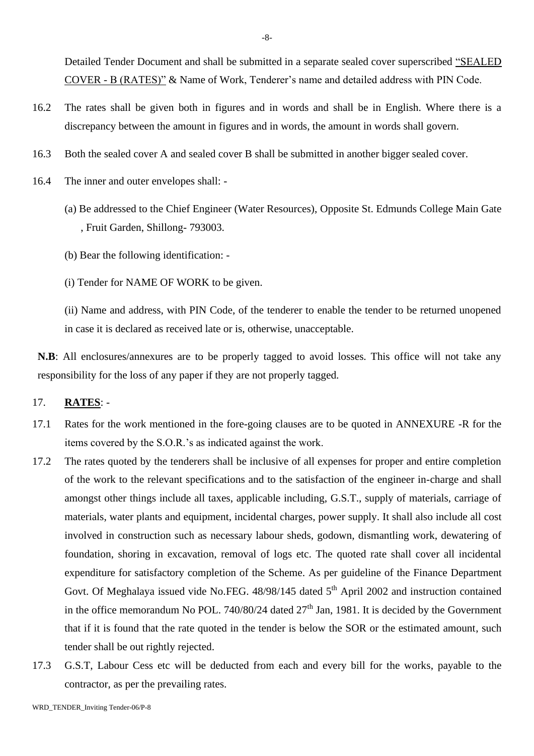Detailed Tender Document and shall be submitted in a separate sealed cover superscribed "SEALED COVER - B (RATES)" & Name of Work, Tenderer's name and detailed address with PIN Code.

16.2 The rates shall be given both in figures and in words and shall be in English. Where there is a discrepancy between the amount in figures and in words, the amount in words shall govern.

16.3 Both the sealed cover A and sealed cover B shall be submitted in another bigger sealed cover.

16.4 The inner and outer envelopes shall: -

(a) Be addressed to the Chief Engineer (Water Resources), Opposite St. Edmunds College Main Gate , Fruit Garden, Shillong- 793003.

(b) Bear the following identification: -

(i) Tender for NAME OF WORK to be given.

(ii) Name and address, with PIN Code, of the tenderer to enable the tender to be returned unopened in case it is declared as received late or is, otherwise, unacceptable.

**N.B**: All enclosures/annexures are to be properly tagged to avoid losses. This office will not take any responsibility for the loss of any paper if they are not properly tagged.

17. **RATES**: -

17.1 Rates for the work mentioned in the fore-going clauses are to be quoted in ANNEXURE -R for the items covered by the S.O.R.'s as indicated against the work.

17.2 The rates quoted by the tenderers shall be inclusive of all expenses for proper and entire completion of the work to the relevant specifications and to the satisfaction of the engineer in-charge and shall amongst other things include all taxes, applicable including, G.S.T., supply of materials, carriage of materials, water plants and equipment, incidental charges, power supply. It shall also include all cost involved in construction such as necessary labour sheds, godown, dismantling work, dewatering of foundation, shoring in excavation, removal of logs etc. The quoted rate shall cover all incidental expenditure for satisfactory completion of the Scheme. As per guideline of the Finance Department Govt. Of Meghalaya issued vide No.FEG. 48/98/145 dated 5th April 2002 and instruction contained in the office memorandum No POL. 740/80/24 dated 27th Jan, 1981. It is decided by the Government that if it is found that the rate quoted in the tender is below the SOR or the estimated amount, such tender shall be out rightly rejected.

17.3 G.S.T, Labour Cess etc will be deducted from each and every bill for the works, payable to the contractor, as per the prevailing rates.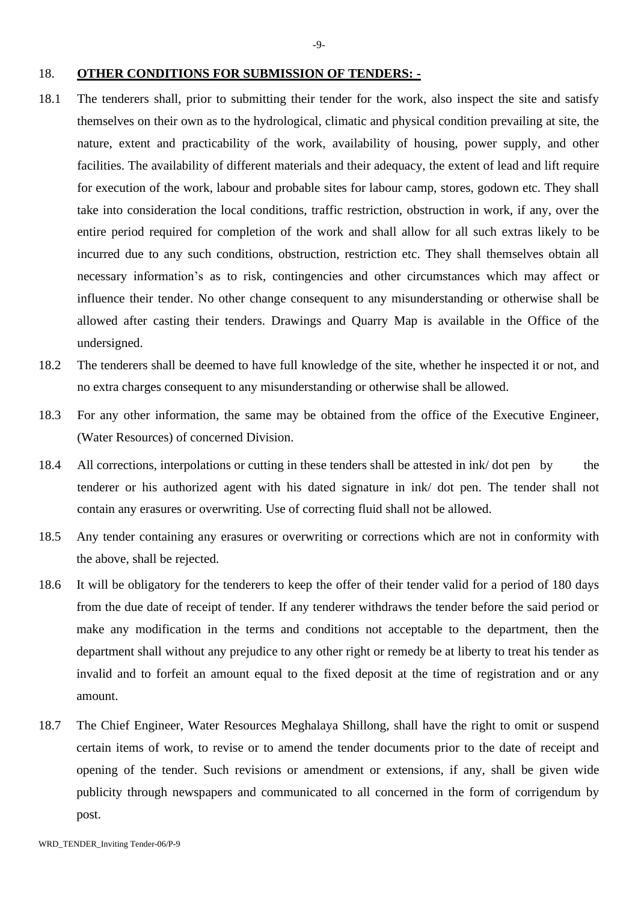## 18. **OTHER CONDITIONS FOR SUBMISSION OF TENDERS: -**

18.1 The tenderers shall, prior to submitting their tender for the work, also inspect the site and satisfy themselves on their own as to the hydrological, climatic and physical condition prevailing at site, the nature, extent and practicability of the work, availability of housing, power supply, and other facilities. The availability of different materials and their adequacy, the extent of lead and lift require for execution of the work, labour and probable sites for labour camp, stores, godown etc. They shall take into consideration the local conditions, traffic restriction, obstruction in work, if any, over the entire period required for completion of the work and shall allow for all such extras likely to be incurred due to any such conditions, obstruction, restriction etc. They shall themselves obtain all necessary information's as to risk, contingencies and other circumstances which may affect or influence their tender. No other change consequent to any misunderstanding or otherwise shall be allowed after casting their tenders. Drawings and Quarry Map is available in the Office of the undersigned.

18.2 The tenderers shall be deemed to have full knowledge of the site, whether he inspected it or not, and no extra charges consequent to any misunderstanding or otherwise shall be allowed.

18.3 For any other information, the same may be obtained from the office of the Executive Engineer, (Water Resources) of concerned Division.

18.4 All corrections, interpolations or cutting in these tenders shall be attested in ink/ dot pen by the tenderer or his authorized agent with his dated signature in ink/ dot pen. The tender shall not contain any erasures or overwriting. Use of correcting fluid shall not be allowed.

18.5 Any tender containing any erasures or overwriting or corrections which are not in conformity with the above, shall be rejected.

18.6 It will be obligatory for the tenderers to keep the offer of their tender valid for a period of 180 days from the due date of receipt of tender. If any tenderer withdraws the tender before the said period or make any modification in the terms and conditions not acceptable to the department, then the department shall without any prejudice to any other right or remedy be at liberty to treat his tender as invalid and to forfeit an amount equal to the fixed deposit at the time of registration and or any amount.

18.7 The Chief Engineer, Water Resources Meghalaya Shillong, shall have the right to omit or suspend certain items of work, to revise or to amend the tender documents prior to the date of receipt and opening of the tender. Such revisions or amendment or extensions, if any, shall be given wide publicity through newspapers and communicated to all concerned in the form of corrigendum by post.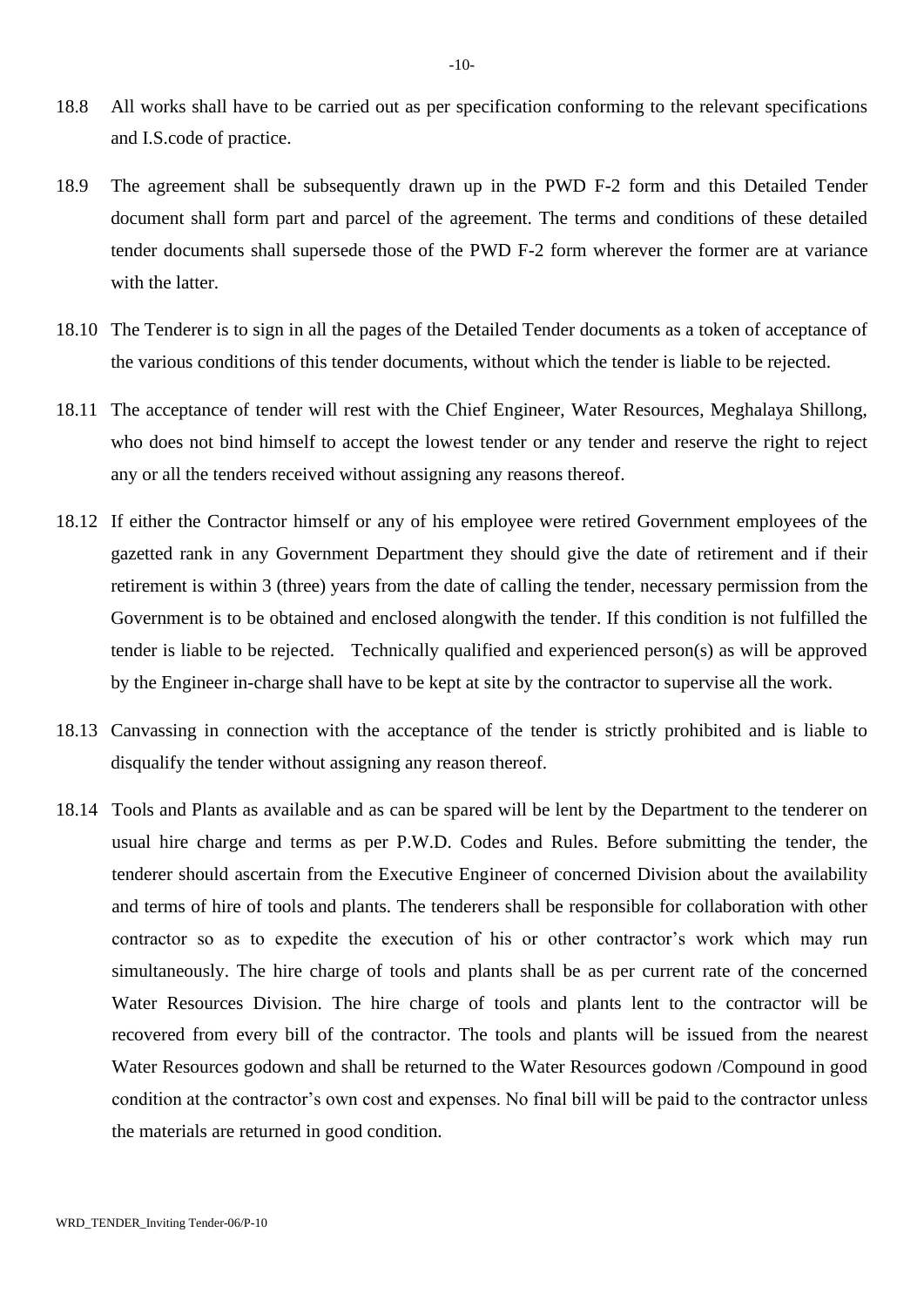18.8 All works shall have to be carried out as per specification conforming to the relevant specifications and I.S.code of practice.

18.9 The agreement shall be subsequently drawn up in the PWD F-2 form and this Detailed Tender document shall form part and parcel of the agreement. The terms and conditions of these detailed tender documents shall supersede those of the PWD F-2 form wherever the former are at variance with the latter.

18.10 The Tenderer is to sign in all the pages of the Detailed Tender documents as a token of acceptance of the various conditions of this tender documents, without which the tender is liable to be rejected.

18.11 The acceptance of tender will rest with the Chief Engineer, Water Resources, Meghalaya Shillong, who does not bind himself to accept the lowest tender or any tender and reserve the right to reject any or all the tenders received without assigning any reasons thereof.

18.12 If either the Contractor himself or any of his employee were retired Government employees of the gazetted rank in any Government Department they should give the date of retirement and if their retirement is within 3 (three) years from the date of calling the tender, necessary permission from the Government is to be obtained and enclosed alongwith the tender. If this condition is not fulfilled the tender is liable to be rejected. Technically qualified and experienced person(s) as will be approved by the Engineer in-charge shall have to be kept at site by the contractor to supervise all the work.

18.13 Canvassing in connection with the acceptance of the tender is strictly prohibited and is liable to disqualify the tender without assigning any reason thereof.

18.14 Tools and Plants as available and as can be spared will be lent by the Department to the tenderer on usual hire charge and terms as per P.W.D. Codes and Rules. Before submitting the tender, the tenderer should ascertain from the Executive Engineer of concerned Division about the availability and terms of hire of tools and plants. The tenderers shall be responsible for collaboration with other contractor so as to expedite the execution of his or other contractor's work which may run simultaneously. The hire charge of tools and plants shall be as per current rate of the concerned Water Resources Division. The hire charge of tools and plants lent to the contractor will be recovered from every bill of the contractor. The tools and plants will be issued from the nearest Water Resources godown and shall be returned to the Water Resources godown /Compound in good condition at the contractor's own cost and expenses. No final bill will be paid to the contractor unless the materials are returned in good condition.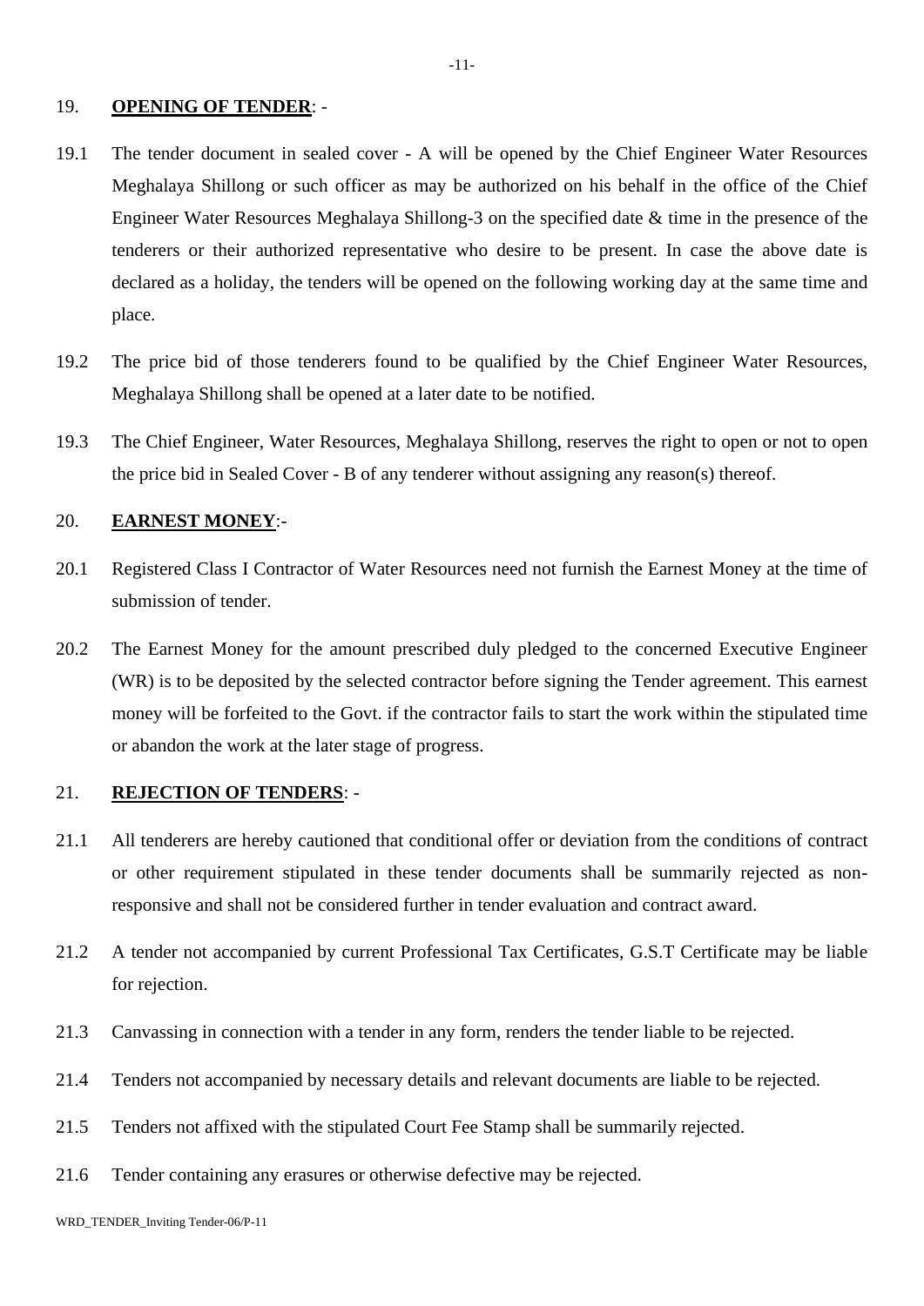## 19. **OPENING OF TENDER**: -

19.1 The tender document in sealed cover - A will be opened by the Chief Engineer Water Resources Meghalaya Shillong or such officer as may be authorized on his behalf in the office of the Chief Engineer Water Resources Meghalaya Shillong-3 on the specified date & time in the presence of the tenderers or their authorized representative who desire to be present. In case the above date is declared as a holiday, the tenders will be opened on the following working day at the same time and place.

19.2 The price bid of those tenderers found to be qualified by the Chief Engineer Water Resources, Meghalaya Shillong shall be opened at a later date to be notified.

19.3 The Chief Engineer, Water Resources, Meghalaya Shillong, reserves the right to open or not to open the price bid in Sealed Cover - B of any tenderer without assigning any reason(s) thereof.

## 20. **EARNEST MONEY**:-

20.1 Registered Class I Contractor of Water Resources need not furnish the Earnest Money at the time of submission of tender.

20.2 The Earnest Money for the amount prescribed duly pledged to the concerned Executive Engineer (WR) is to be deposited by the selected contractor before signing the Tender agreement. This earnest money will be forfeited to the Govt. if the contractor fails to start the work within the stipulated time or abandon the work at the later stage of progress.

## 21. **REJECTION OF TENDERS**: -

21.1 All tenderers are hereby cautioned that conditional offer or deviation from the conditions of contract or other requirement stipulated in these tender documents shall be summarily rejected as non-responsive and shall not be considered further in tender evaluation and contract award.

21.2 A tender not accompanied by current Professional Tax Certificates, G.S.T Certificate may be liable for rejection.

21.3 Canvassing in connection with a tender in any form, renders the tender liable to be rejected.

21.4 Tenders not accompanied by necessary details and relevant documents are liable to be rejected.

21.5 Tenders not affixed with the stipulated Court Fee Stamp shall be summarily rejected.

21.6 Tender containing any erasures or otherwise defective may be rejected.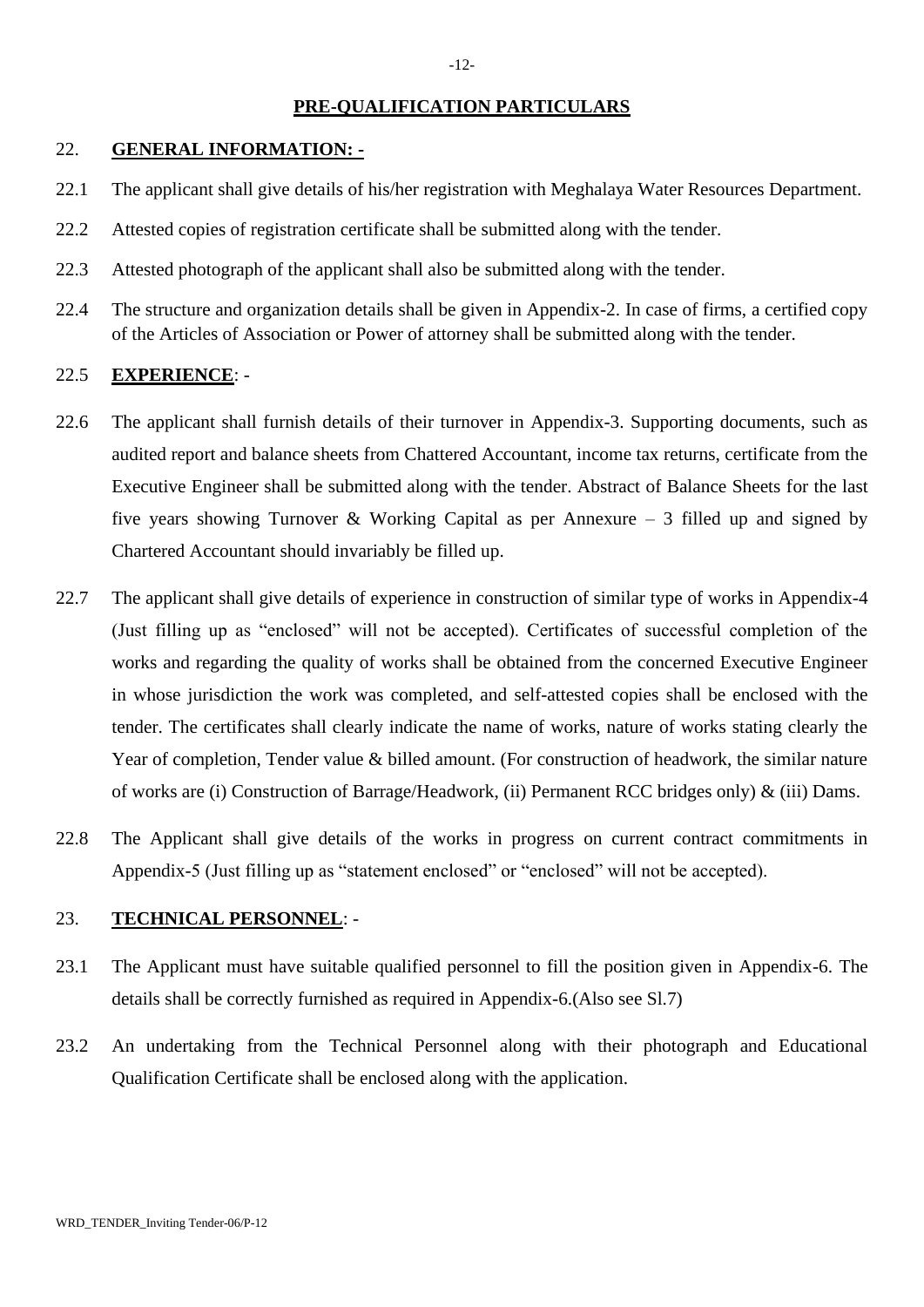## PRE-QUALIFICATION PARTICULARS

### 22. GENERAL INFORMATION: -

22.1 The applicant shall give details of his/her registration with Meghalaya Water Resources Department.

22.2 Attested copies of registration certificate shall be submitted along with the tender.

22.3 Attested photograph of the applicant shall also be submitted along with the tender.

22.4 The structure and organization details shall be given in Appendix-2. In case of firms, a certified copy of the Articles of Association or Power of attorney shall be submitted along with the tender.

### 22.5 EXPERIENCE: -

22.6 The applicant shall furnish details of their turnover in Appendix-3. Supporting documents, such as audited report and balance sheets from Chattered Accountant, income tax returns, certificate from the Executive Engineer shall be submitted along with the tender. Abstract of Balance Sheets for the last five years showing Turnover & Working Capital as per Annexure – 3 filled up and signed by Chartered Accountant should invariably be filled up.

22.7 The applicant shall give details of experience in construction of similar type of works in Appendix-4 (Just filling up as "enclosed" will not be accepted). Certificates of successful completion of the works and regarding the quality of works shall be obtained from the concerned Executive Engineer in whose jurisdiction the work was completed, and self-attested copies shall be enclosed with the tender. The certificates shall clearly indicate the name of works, nature of works stating clearly the Year of completion, Tender value & billed amount. (For construction of headwork, the similar nature of works are (i) Construction of Barrage/Headwork, (ii) Permanent RCC bridges only) & (iii) Dams.

22.8 The Applicant shall give details of the works in progress on current contract commitments in Appendix-5 (Just filling up as "statement enclosed" or "enclosed" will not be accepted).

### 23. TECHNICAL PERSONNEL: -

23.1 The Applicant must have suitable qualified personnel to fill the position given in Appendix-6. The details shall be correctly furnished as required in Appendix-6.(Also see Sl.7)

23.2 An undertaking from the Technical Personnel along with their photograph and Educational Qualification Certificate shall be enclosed along with the application.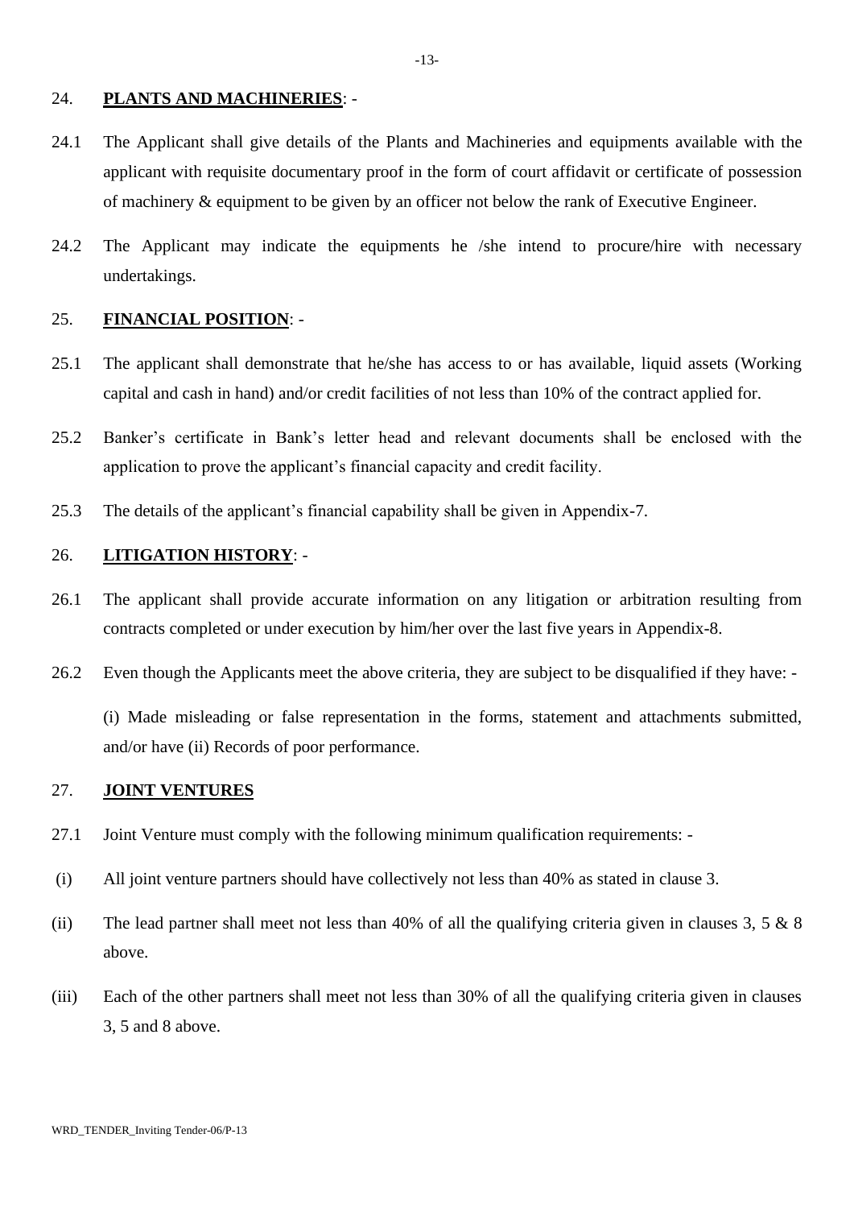## 24. **PLANTS AND MACHINERIES**: -

24.1 The Applicant shall give details of the Plants and Machineries and equipments available with the applicant with requisite documentary proof in the form of court affidavit or certificate of possession of machinery & equipment to be given by an officer not below the rank of Executive Engineer.

24.2 The Applicant may indicate the equipments he /she intend to procure/hire with necessary undertakings.

## 25. **FINANCIAL POSITION**: -

25.1 The applicant shall demonstrate that he/she has access to or has available, liquid assets (Working capital and cash in hand) and/or credit facilities of not less than 10% of the contract applied for.

25.2 Banker's certificate in Bank's letter head and relevant documents shall be enclosed with the application to prove the applicant's financial capacity and credit facility.

25.3 The details of the applicant's financial capability shall be given in Appendix-7.

## 26. **LITIGATION HISTORY**: -

26.1 The applicant shall provide accurate information on any litigation or arbitration resulting from contracts completed or under execution by him/her over the last five years in Appendix-8.

26.2 Even though the Applicants meet the above criteria, they are subject to be disqualified if they have: -

(i) Made misleading or false representation in the forms, statement and attachments submitted, and/or have (ii) Records of poor performance.

## 27. **JOINT VENTURES**

27.1 Joint Venture must comply with the following minimum qualification requirements: -

(i) All joint venture partners should have collectively not less than 40% as stated in clause 3.

(ii) The lead partner shall meet not less than 40% of all the qualifying criteria given in clauses 3, 5 & 8 above.

(iii) Each of the other partners shall meet not less than 30% of all the qualifying criteria given in clauses 3, 5 and 8 above.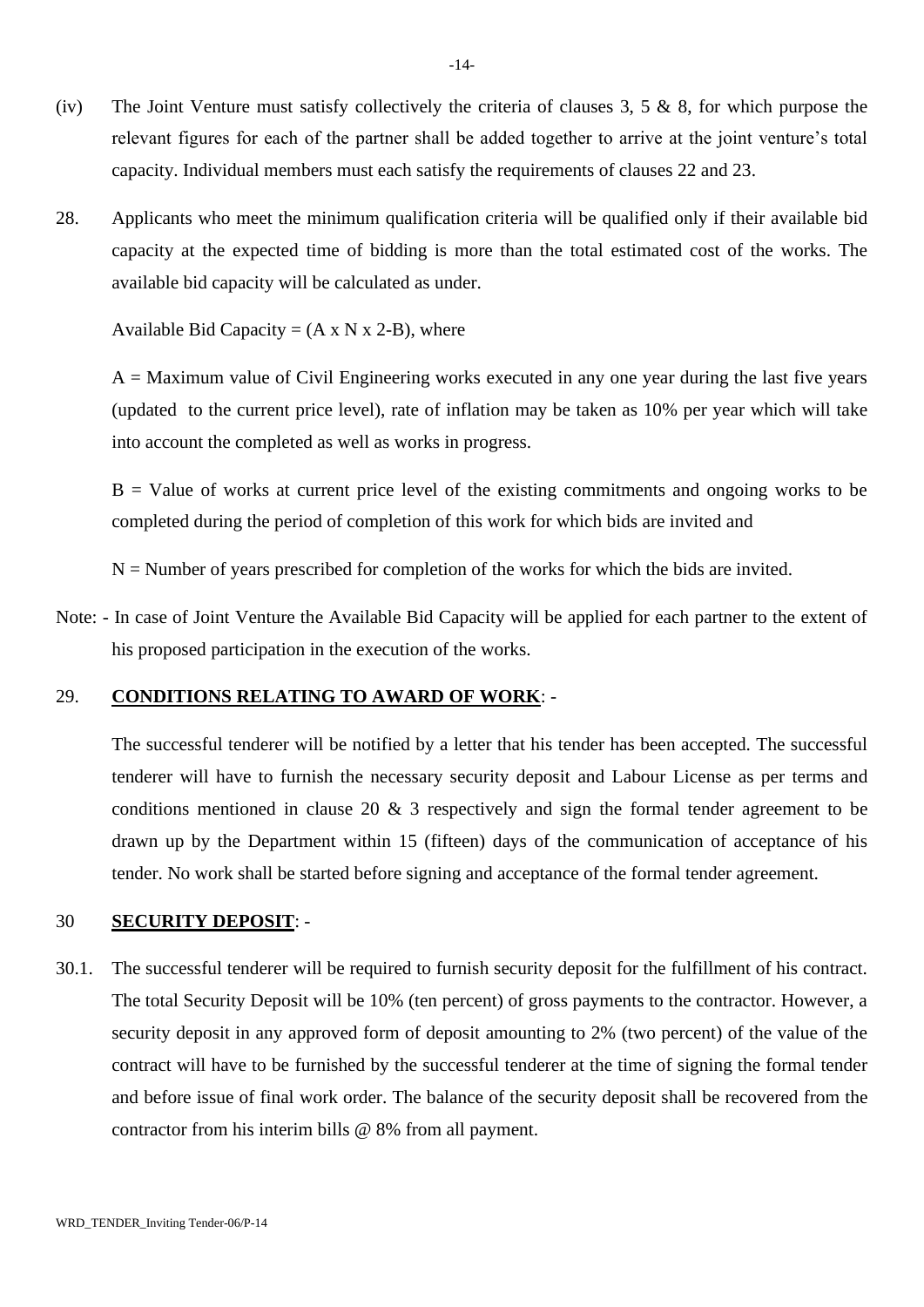(iv) The Joint Venture must satisfy collectively the criteria of clauses 3, 5 & 8, for which purpose the relevant figures for each of the partner shall be added together to arrive at the joint venture's total capacity. Individual members must each satisfy the requirements of clauses 22 and 23.

28. Applicants who meet the minimum qualification criteria will be qualified only if their available bid capacity at the expected time of bidding is more than the total estimated cost of the works. The available bid capacity will be calculated as under.

Available Bid Capacity = $(A \times N \times 2 - B)$, where

A = Maximum value of Civil Engineering works executed in any one year during the last five years (updated to the current price level), rate of inflation may be taken as 10% per year which will take into account the completed as well as works in progress.

B = Value of works at current price level of the existing commitments and ongoing works to be completed during the period of completion of this work for which bids are invited and

N = Number of years prescribed for completion of the works for which the bids are invited.

Note: - In case of Joint Venture the Available Bid Capacity will be applied for each partner to the extent of his proposed participation in the execution of the works.

## 29. **CONDITIONS RELATING TO AWARD OF WORK**: -

The successful tenderer will be notified by a letter that his tender has been accepted. The successful tenderer will have to furnish the necessary security deposit and Labour License as per terms and conditions mentioned in clause 20 & 3 respectively and sign the formal tender agreement to be drawn up by the Department within 15 (fifteen) days of the communication of acceptance of his tender. No work shall be started before signing and acceptance of the formal tender agreement.

## 30 **SECURITY DEPOSIT**: -

30.1. The successful tenderer will be required to furnish security deposit for the fulfillment of his contract. The total Security Deposit will be 10% (ten percent) of gross payments to the contractor. However, a security deposit in any approved form of deposit amounting to 2% (two percent) of the value of the contract will have to be furnished by the successful tenderer at the time of signing the formal tender and before issue of final work order. The balance of the security deposit shall be recovered from the contractor from his interim bills @ 8% from all payment.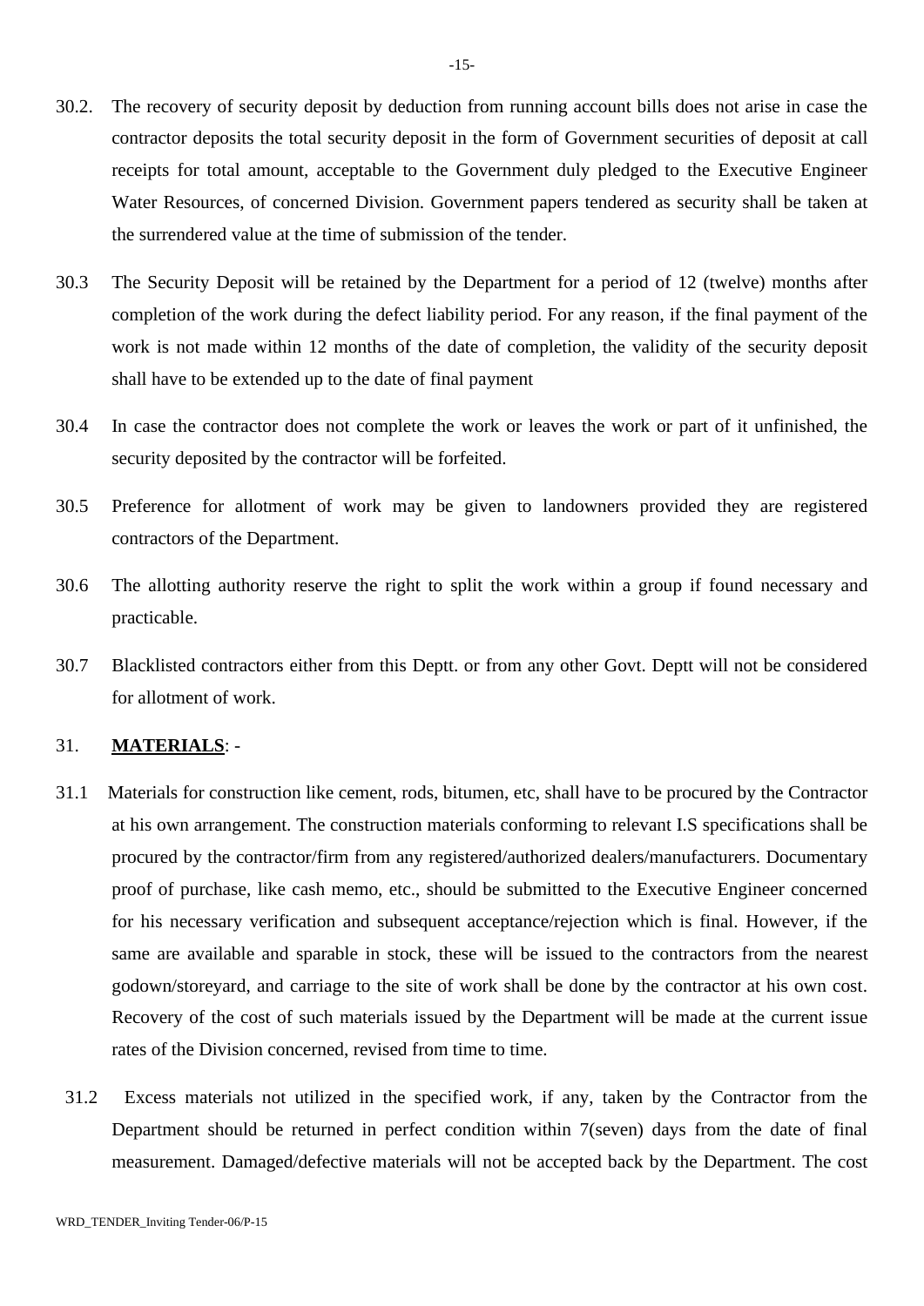30.2. The recovery of security deposit by deduction from running account bills does not arise in case the contractor deposits the total security deposit in the form of Government securities of deposit at call receipts for total amount, acceptable to the Government duly pledged to the Executive Engineer Water Resources, of concerned Division. Government papers tendered as security shall be taken at the surrendered value at the time of submission of the tender.

30.3 The Security Deposit will be retained by the Department for a period of 12 (twelve) months after completion of the work during the defect liability period. For any reason, if the final payment of the work is not made within 12 months of the date of completion, the validity of the security deposit shall have to be extended up to the date of final payment

30.4 In case the contractor does not complete the work or leaves the work or part of it unfinished, the security deposited by the contractor will be forfeited.

30.5 Preference for allotment of work may be given to landowners provided they are registered contractors of the Department.

30.6 The allotting authority reserve the right to split the work within a group if found necessary and practicable.

30.7 Blacklisted contractors either from this Deptt. or from any other Govt. Deptt will not be considered for allotment of work.

31. **MATERIALS**: -

31.1 Materials for construction like cement, rods, bitumen, etc, shall have to be procured by the Contractor at his own arrangement. The construction materials conforming to relevant I.S specifications shall be procured by the contractor/firm from any registered/authorized dealers/manufacturers. Documentary proof of purchase, like cash memo, etc., should be submitted to the Executive Engineer concerned for his necessary verification and subsequent acceptance/rejection which is final. However, if the same are available and sparable in stock, these will be issued to the contractors from the nearest godown/storeyard, and carriage to the site of work shall be done by the contractor at his own cost. Recovery of the cost of such materials issued by the Department will be made at the current issue rates of the Division concerned, revised from time to time.

31.2 Excess materials not utilized in the specified work, if any, taken by the Contractor from the Department should be returned in perfect condition within 7(seven) days from the date of final measurement. Damaged/defective materials will not be accepted back by the Department. The cost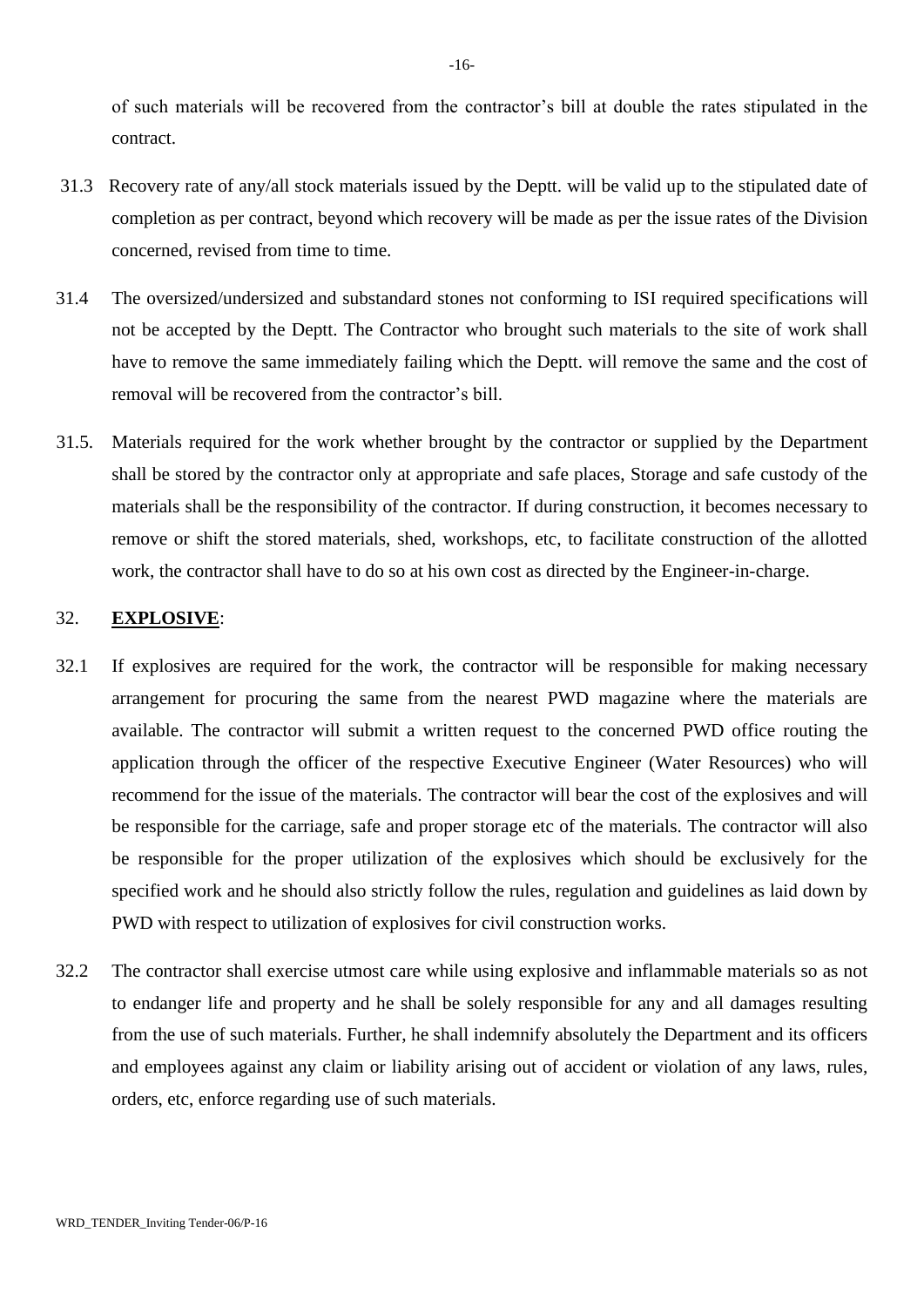of such materials will be recovered from the contractor's bill at double the rates stipulated in the contract.

31.3 Recovery rate of any/all stock materials issued by the Deptt. will be valid up to the stipulated date of completion as per contract, beyond which recovery will be made as per the issue rates of the Division concerned, revised from time to time.

31.4 The oversized/undersized and substandard stones not conforming to ISI required specifications will not be accepted by the Deptt. The Contractor who brought such materials to the site of work shall have to remove the same immediately failing which the Deptt. will remove the same and the cost of removal will be recovered from the contractor's bill.

31.5. Materials required for the work whether brought by the contractor or supplied by the Department shall be stored by the contractor only at appropriate and safe places, Storage and safe custody of the materials shall be the responsibility of the contractor. If during construction, it becomes necessary to remove or shift the stored materials, shed, workshops, etc, to facilitate construction of the allotted work, the contractor shall have to do so at his own cost as directed by the Engineer-in-charge.

32. **EXPLOSIVE**:

32.1 If explosives are required for the work, the contractor will be responsible for making necessary arrangement for procuring the same from the nearest PWD magazine where the materials are available. The contractor will submit a written request to the concerned PWD office routing the application through the officer of the respective Executive Engineer (Water Resources) who will recommend for the issue of the materials. The contractor will bear the cost of the explosives and will be responsible for the carriage, safe and proper storage etc of the materials. The contractor will also be responsible for the proper utilization of the explosives which should be exclusively for the specified work and he should also strictly follow the rules, regulation and guidelines as laid down by PWD with respect to utilization of explosives for civil construction works.

32.2 The contractor shall exercise utmost care while using explosive and inflammable materials so as not to endanger life and property and he shall be solely responsible for any and all damages resulting from the use of such materials. Further, he shall indemnify absolutely the Department and its officers and employees against any claim or liability arising out of accident or violation of any laws, rules, orders, etc, enforce regarding use of such materials.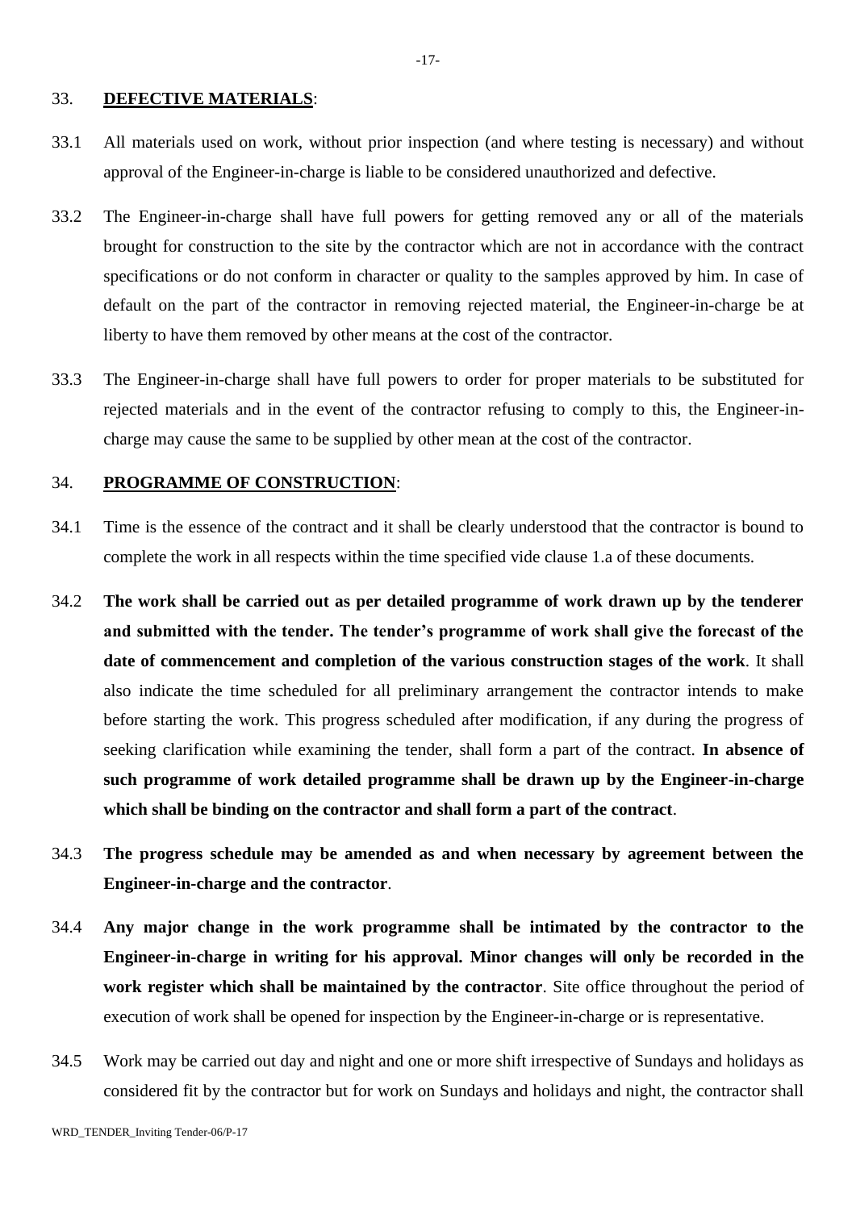## 33. **DEFECTIVE MATERIALS**:

33.1 All materials used on work, without prior inspection (and where testing is necessary) and without approval of the Engineer-in-charge is liable to be considered unauthorized and defective.

33.2 The Engineer-in-charge shall have full powers for getting removed any or all of the materials brought for construction to the site by the contractor which are not in accordance with the contract specifications or do not conform in character or quality to the samples approved by him. In case of default on the part of the contractor in removing rejected material, the Engineer-in-charge be at liberty to have them removed by other means at the cost of the contractor.

33.3 The Engineer-in-charge shall have full powers to order for proper materials to be substituted for rejected materials and in the event of the contractor refusing to comply to this, the Engineer-in-charge may cause the same to be supplied by other mean at the cost of the contractor.

## 34. **PROGRAMME OF CONSTRUCTION**:

34.1 Time is the essence of the contract and it shall be clearly understood that the contractor is bound to complete the work in all respects within the time specified vide clause 1.a of these documents.

34.2 **The work shall be carried out as per detailed programme of work drawn up by the tenderer and submitted with the tender. The tender's programme of work shall give the forecast of the date of commencement and completion of the various construction stages of the work**. It shall also indicate the time scheduled for all preliminary arrangement the contractor intends to make before starting the work. This progress scheduled after modification, if any during the progress of seeking clarification while examining the tender, shall form a part of the contract. **In absence of such programme of work detailed programme shall be drawn up by the Engineer-in-charge which shall be binding on the contractor and shall form a part of the contract**.

34.3 **The progress schedule may be amended as and when necessary by agreement between the Engineer-in-charge and the contractor**.

34.4 **Any major change in the work programme shall be intimated by the contractor to the Engineer-in-charge in writing for his approval. Minor changes will only be recorded in the work register which shall be maintained by the contractor**. Site office throughout the period of execution of work shall be opened for inspection by the Engineer-in-charge or is representative.

34.5 Work may be carried out day and night and one or more shift irrespective of Sundays and holidays as considered fit by the contractor but for work on Sundays and holidays and night, the contractor shall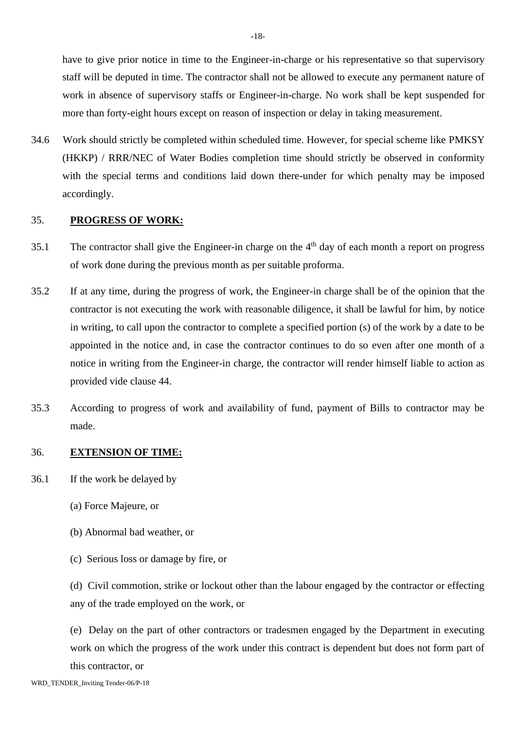have to give prior notice in time to the Engineer-in-charge or his representative so that supervisory staff will be deputed in time. The contractor shall not be allowed to execute any permanent nature of work in absence of supervisory staffs or Engineer-in-charge. No work shall be kept suspended for more than forty-eight hours except on reason of inspection or delay in taking measurement.

34.6 Work should strictly be completed within scheduled time. However, for special scheme like PMKSY (HKKP) / RRR/NEC of Water Bodies completion time should strictly be observed in conformity with the special terms and conditions laid down there-under for which penalty may be imposed accordingly.

35. **PROGRESS OF WORK:**

35.1 The contractor shall give the Engineer-in charge on the 4th day of each month a report on progress of work done during the previous month as per suitable proforma.

35.2 If at any time, during the progress of work, the Engineer-in charge shall be of the opinion that the contractor is not executing the work with reasonable diligence, it shall be lawful for him, by notice in writing, to call upon the contractor to complete a specified portion (s) of the work by a date to be appointed in the notice and, in case the contractor continues to do so even after one month of a notice in writing from the Engineer-in charge, the contractor will render himself liable to action as provided vide clause 44.

35.3 According to progress of work and availability of fund, payment of Bills to contractor may be made.

36. **EXTENSION OF TIME:**

36.1 If the work be delayed by

(a) Force Majeure, or

(b) Abnormal bad weather, or

(c) Serious loss or damage by fire, or

(d) Civil commotion, strike or lockout other than the labour engaged by the contractor or effecting any of the trade employed on the work, or

(e) Delay on the part of other contractors or tradesmen engaged by the Department in executing work on which the progress of the work under this contract is dependent but does not form part of this contractor, or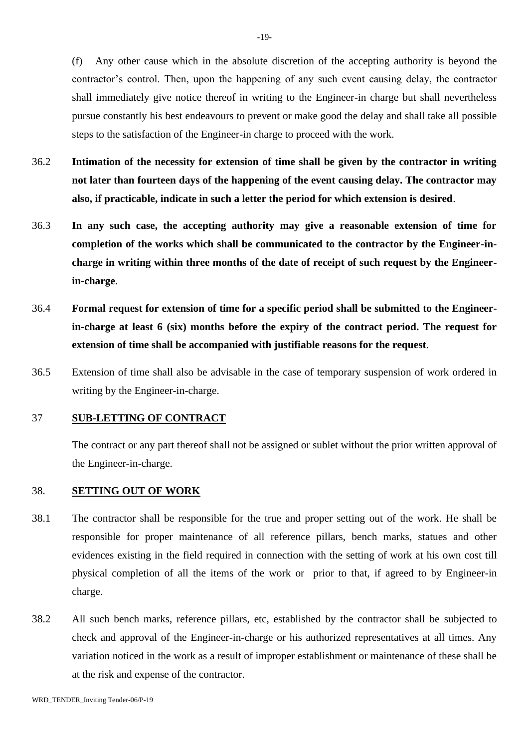(f) Any other cause which in the absolute discretion of the accepting authority is beyond the contractor's control. Then, upon the happening of any such event causing delay, the contractor shall immediately give notice thereof in writing to the Engineer-in charge but shall nevertheless pursue constantly his best endeavours to prevent or make good the delay and shall take all possible steps to the satisfaction of the Engineer-in charge to proceed with the work.

36.2 **Intimation of the necessity for extension of time shall be given by the contractor in writing not later than fourteen days of the happening of the event causing delay. The contractor may also, if practicable, indicate in such a letter the period for which extension is desired**.

36.3 **In any such case, the accepting authority may give a reasonable extension of time for completion of the works which shall be communicated to the contractor by the Engineer-in-charge in writing within three months of the date of receipt of such request by the Engineer-in-charge**.

36.4 **Formal request for extension of time for a specific period shall be submitted to the Engineer-in-charge at least 6 (six) months before the expiry of the contract period. The request for extension of time shall be accompanied with justifiable reasons for the request**.

36.5 Extension of time shall also be advisable in the case of temporary suspension of work ordered in writing by the Engineer-in-charge.

## 37 SUB-LETTING OF CONTRACT

The contract or any part thereof shall not be assigned or sublet without the prior written approval of the Engineer-in-charge.

## 38. SETTING OUT OF WORK

38.1 The contractor shall be responsible for the true and proper setting out of the work. He shall be responsible for proper maintenance of all reference pillars, bench marks, statues and other evidences existing in the field required in connection with the setting of work at his own cost till physical completion of all the items of the work or prior to that, if agreed to by Engineer-in charge.

38.2 All such bench marks, reference pillars, etc, established by the contractor shall be subjected to check and approval of the Engineer-in-charge or his authorized representatives at all times. Any variation noticed in the work as a result of improper establishment or maintenance of these shall be at the risk and expense of the contractor.

WRD_TENDER_Inviting Tender-06/P-19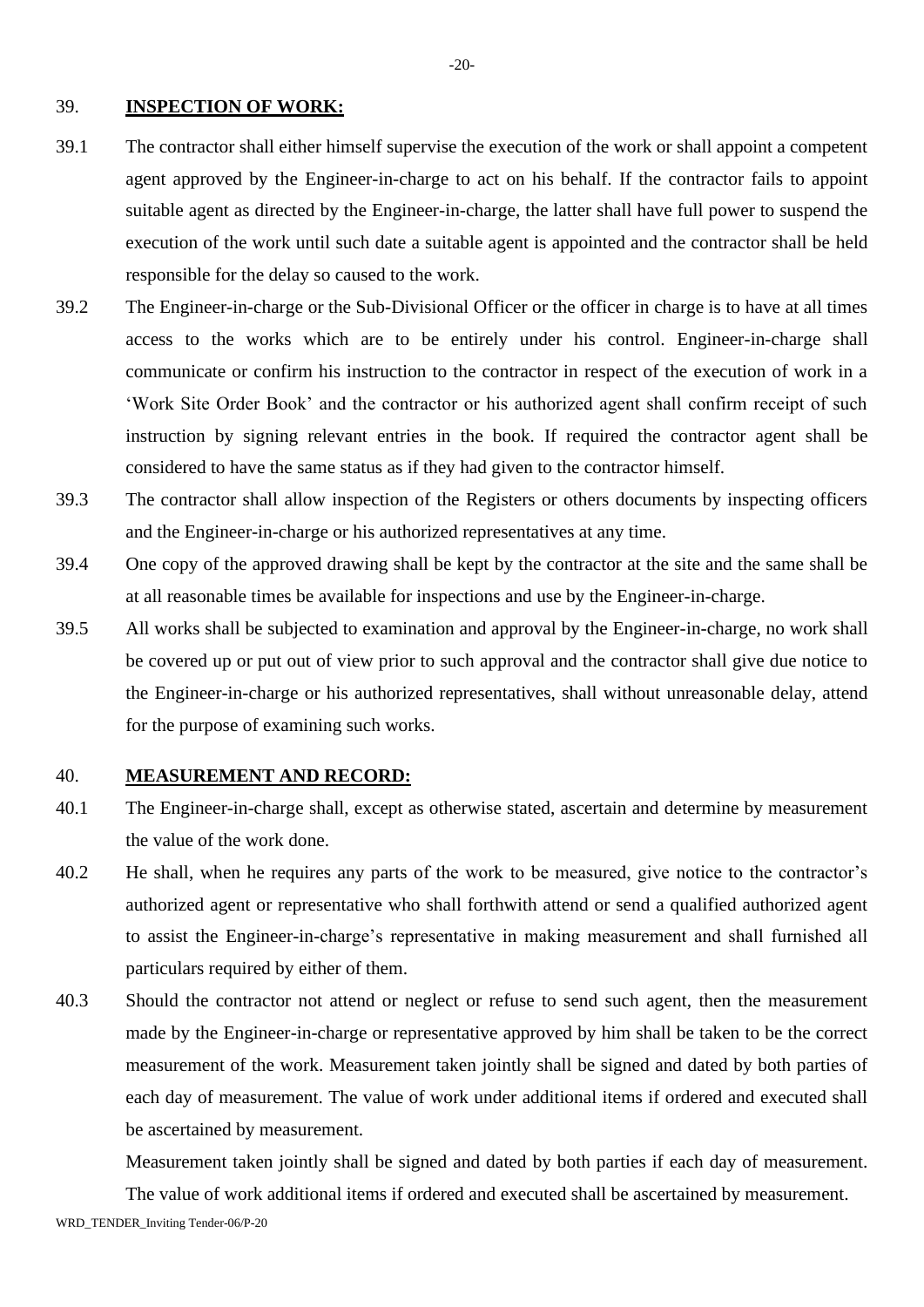## 39. **INSPECTION OF WORK:**

39.1 The contractor shall either himself supervise the execution of the work or shall appoint a competent agent approved by the Engineer-in-charge to act on his behalf. If the contractor fails to appoint suitable agent as directed by the Engineer-in-charge, the latter shall have full power to suspend the execution of the work until such date a suitable agent is appointed and the contractor shall be held responsible for the delay so caused to the work.

39.2 The Engineer-in-charge or the Sub-Divisional Officer or the officer in charge is to have at all times access to the works which are to be entirely under his control. Engineer-in-charge shall communicate or confirm his instruction to the contractor in respect of the execution of work in a 'Work Site Order Book' and the contractor or his authorized agent shall confirm receipt of such instruction by signing relevant entries in the book. If required the contractor agent shall be considered to have the same status as if they had given to the contractor himself.

39.3 The contractor shall allow inspection of the Registers or others documents by inspecting officers and the Engineer-in-charge or his authorized representatives at any time.

39.4 One copy of the approved drawing shall be kept by the contractor at the site and the same shall be at all reasonable times be available for inspections and use by the Engineer-in-charge.

39.5 All works shall be subjected to examination and approval by the Engineer-in-charge, no work shall be covered up or put out of view prior to such approval and the contractor shall give due notice to the Engineer-in-charge or his authorized representatives, shall without unreasonable delay, attend for the purpose of examining such works.

## 40. **MEASUREMENT AND RECORD:**

40.1 The Engineer-in-charge shall, except as otherwise stated, ascertain and determine by measurement the value of the work done.

40.2 He shall, when he requires any parts of the work to be measured, give notice to the contractor's authorized agent or representative who shall forthwith attend or send a qualified authorized agent to assist the Engineer-in-charge's representative in making measurement and shall furnished all particulars required by either of them.

40.3 Should the contractor not attend or neglect or refuse to send such agent, then the measurement made by the Engineer-in-charge or representative approved by him shall be taken to be the correct measurement of the work. Measurement taken jointly shall be signed and dated by both parties of each day of measurement. The value of work under additional items if ordered and executed shall be ascertained by measurement.

Measurement taken jointly shall be signed and dated by both parties if each day of measurement. The value of work additional items if ordered and executed shall be ascertained by measurement.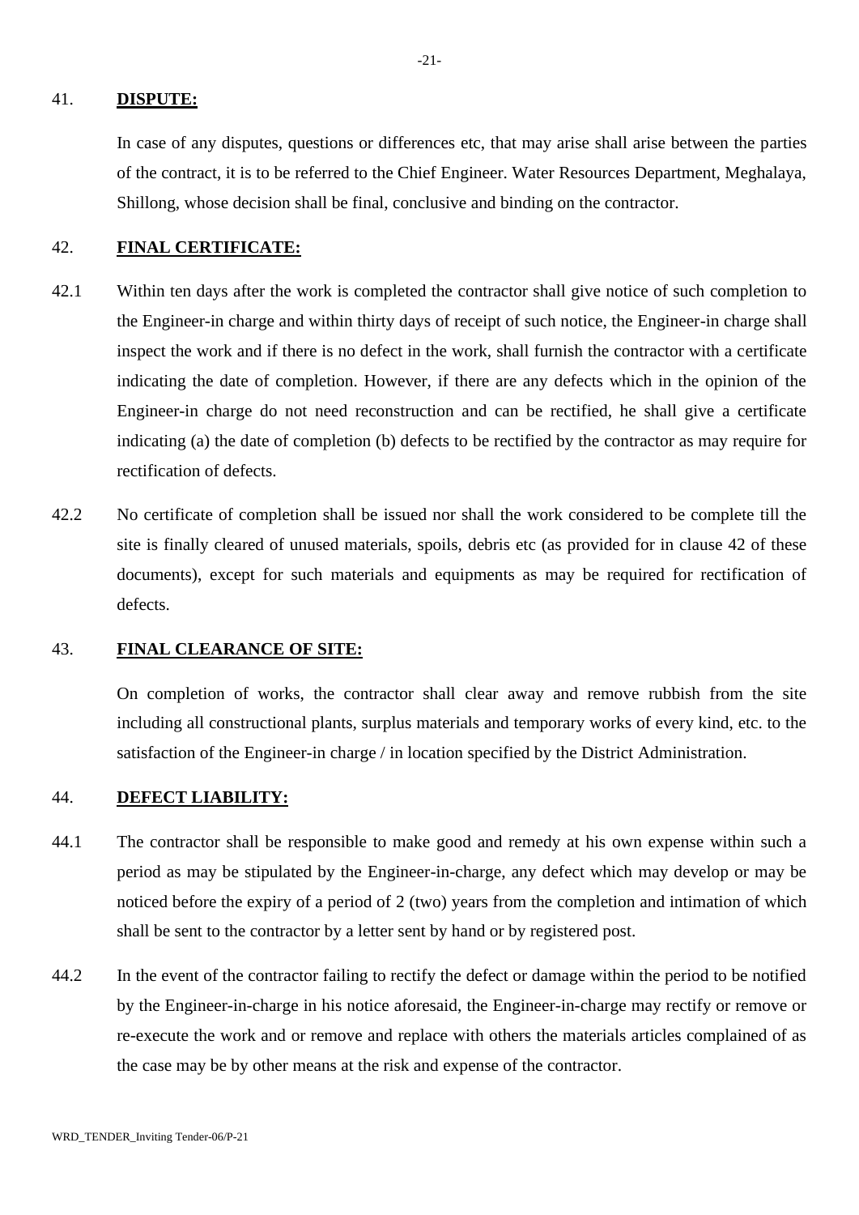41. **DISPUTE:**

In case of any disputes, questions or differences etc, that may arise shall arise between the parties of the contract, it is to be referred to the Chief Engineer. Water Resources Department, Meghalaya, Shillong, whose decision shall be final, conclusive and binding on the contractor.

42. **FINAL CERTIFICATE:**

42.1 Within ten days after the work is completed the contractor shall give notice of such completion to the Engineer-in charge and within thirty days of receipt of such notice, the Engineer-in charge shall inspect the work and if there is no defect in the work, shall furnish the contractor with a certificate indicating the date of completion. However, if there are any defects which in the opinion of the Engineer-in charge do not need reconstruction and can be rectified, he shall give a certificate indicating (a) the date of completion (b) defects to be rectified by the contractor as may require for rectification of defects.

42.2 No certificate of completion shall be issued nor shall the work considered to be complete till the site is finally cleared of unused materials, spoils, debris etc (as provided for in clause 42 of these documents), except for such materials and equipments as may be required for rectification of defects.

43. **FINAL CLEARANCE OF SITE:**

On completion of works, the contractor shall clear away and remove rubbish from the site including all constructional plants, surplus materials and temporary works of every kind, etc. to the satisfaction of the Engineer-in charge / in location specified by the District Administration.

44. **DEFECT LIABILITY:**

44.1 The contractor shall be responsible to make good and remedy at his own expense within such a period as may be stipulated by the Engineer-in-charge, any defect which may develop or may be noticed before the expiry of a period of 2 (two) years from the completion and intimation of which shall be sent to the contractor by a letter sent by hand or by registered post.

44.2 In the event of the contractor failing to rectify the defect or damage within the period to be notified by the Engineer-in-charge in his notice aforesaid, the Engineer-in-charge may rectify or remove or re-execute the work and or remove and replace with others the materials articles complained of as the case may be by other means at the risk and expense of the contractor.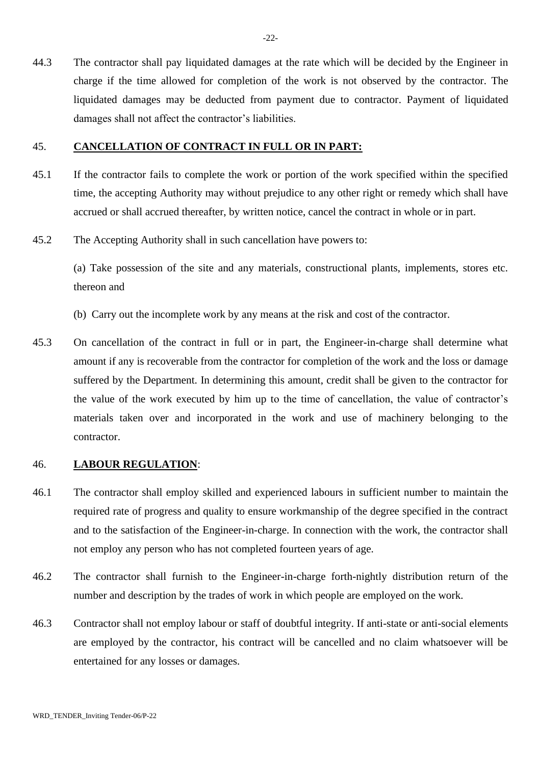44.3 The contractor shall pay liquidated damages at the rate which will be decided by the Engineer in charge if the time allowed for completion of the work is not observed by the contractor. The liquidated damages may be deducted from payment due to contractor. Payment of liquidated damages shall not affect the contractor's liabilities.

## 45. CANCELLATION OF CONTRACT IN FULL OR IN PART:

45.1 If the contractor fails to complete the work or portion of the work specified within the specified time, the accepting Authority may without prejudice to any other right or remedy which shall have accrued or shall accrued thereafter, by written notice, cancel the contract in whole or in part.

45.2 The Accepting Authority shall in such cancellation have powers to:

(a) Take possession of the site and any materials, constructional plants, implements, stores etc. thereon and

(b) Carry out the incomplete work by any means at the risk and cost of the contractor.

45.3 On cancellation of the contract in full or in part, the Engineer-in-charge shall determine what amount if any is recoverable from the contractor for completion of the work and the loss or damage suffered by the Department. In determining this amount, credit shall be given to the contractor for the value of the work executed by him up to the time of cancellation, the value of contractor's materials taken over and incorporated in the work and use of machinery belonging to the contractor.

## 46. LABOUR REGULATION:

46.1 The contractor shall employ skilled and experienced labours in sufficient number to maintain the required rate of progress and quality to ensure workmanship of the degree specified in the contract and to the satisfaction of the Engineer-in-charge. In connection with the work, the contractor shall not employ any person who has not completed fourteen years of age.

46.2 The contractor shall furnish to the Engineer-in-charge forth-nightly distribution return of the number and description by the trades of work in which people are employed on the work.

46.3 Contractor shall not employ labour or staff of doubtful integrity. If anti-state or anti-social elements are employed by the contractor, his contract will be cancelled and no claim whatsoever will be entertained for any losses or damages.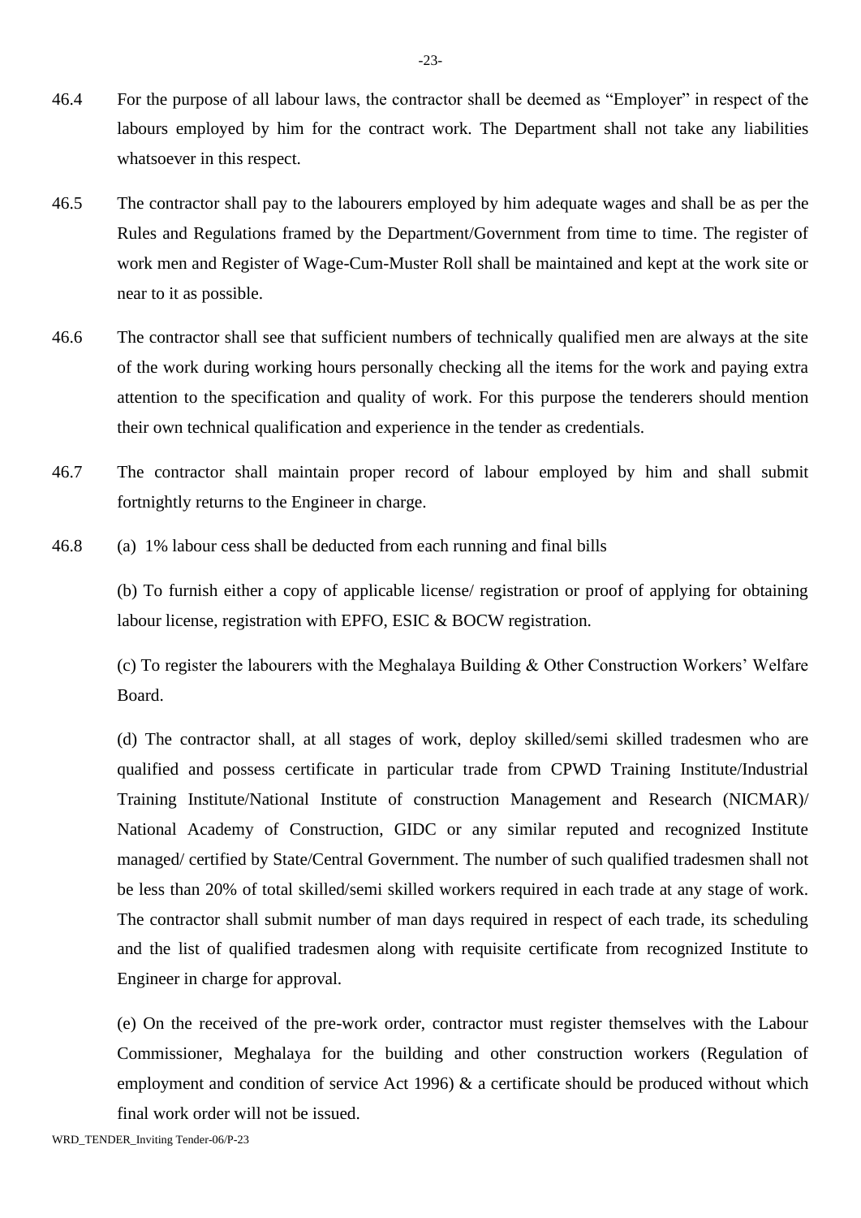46.4 For the purpose of all labour laws, the contractor shall be deemed as "Employer" in respect of the labours employed by him for the contract work. The Department shall not take any liabilities whatsoever in this respect.

46.5 The contractor shall pay to the labourers employed by him adequate wages and shall be as per the Rules and Regulations framed by the Department/Government from time to time. The register of work men and Register of Wage-Cum-Muster Roll shall be maintained and kept at the work site or near to it as possible.

46.6 The contractor shall see that sufficient numbers of technically qualified men are always at the site of the work during working hours personally checking all the items for the work and paying extra attention to the specification and quality of work. For this purpose the tenderers should mention their own technical qualification and experience in the tender as credentials.

46.7 The contractor shall maintain proper record of labour employed by him and shall submit fortnightly returns to the Engineer in charge.

46.8 (a) 1% labour cess shall be deducted from each running and final bills

(b) To furnish either a copy of applicable license/ registration or proof of applying for obtaining labour license, registration with EPFO, ESIC & BOCW registration.

(c) To register the labourers with the Meghalaya Building & Other Construction Workers' Welfare Board.

(d) The contractor shall, at all stages of work, deploy skilled/semi skilled tradesmen who are qualified and possess certificate in particular trade from CPWD Training Institute/Industrial Training Institute/National Institute of construction Management and Research (NICMAR)/ National Academy of Construction, GIDC or any similar reputed and recognized Institute managed/ certified by State/Central Government. The number of such qualified tradesmen shall not be less than 20% of total skilled/semi skilled workers required in each trade at any stage of work. The contractor shall submit number of man days required in respect of each trade, its scheduling and the list of qualified tradesmen along with requisite certificate from recognized Institute to Engineer in charge for approval.

(e) On the received of the pre-work order, contractor must register themselves with the Labour Commissioner, Meghalaya for the building and other construction workers (Regulation of employment and condition of service Act 1996) & a certificate should be produced without which final work order will not be issued.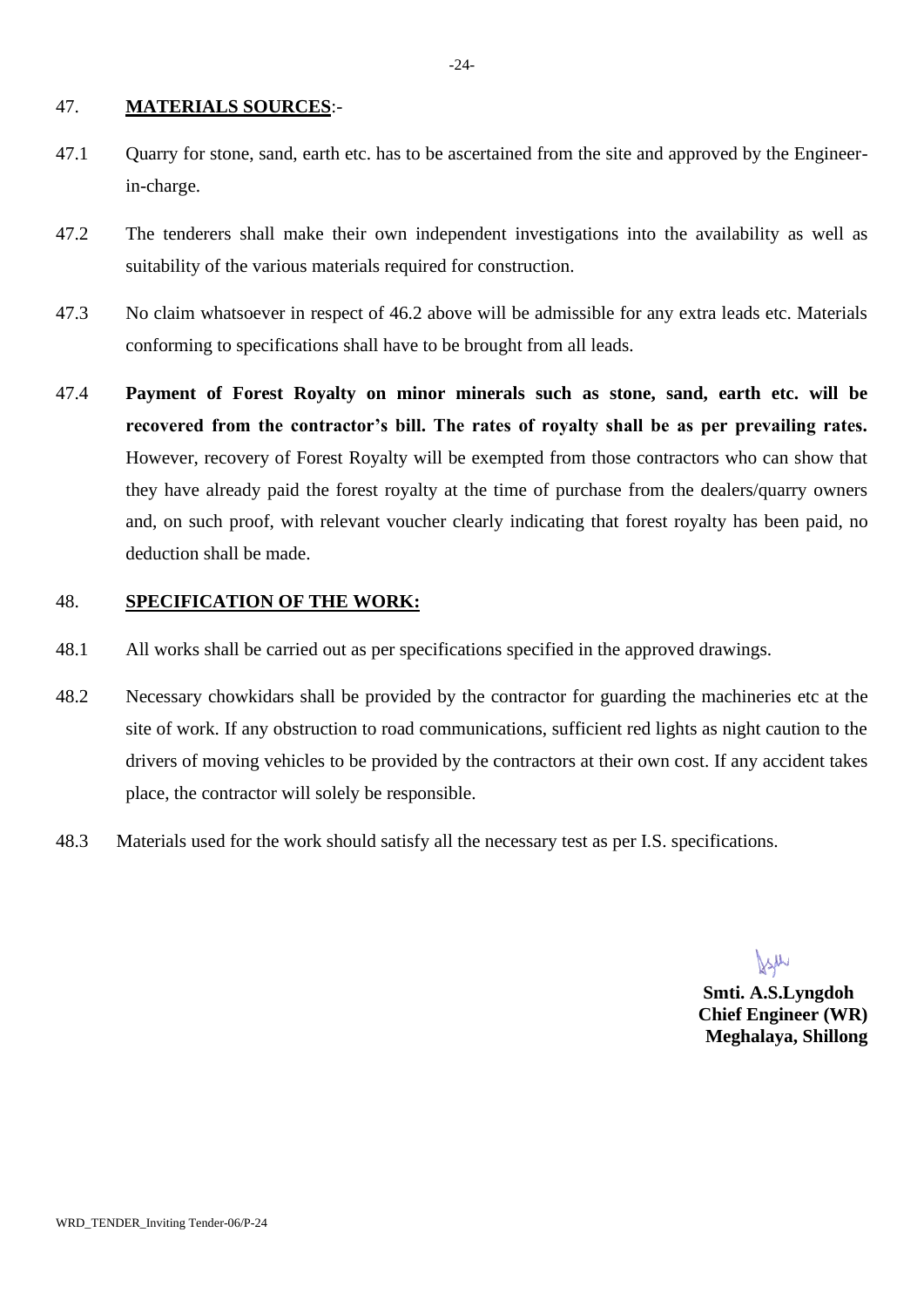## 47. MATERIALS SOURCES:-

47.1 Quarry for stone, sand, earth etc. has to be ascertained from the site and approved by the Engineer-in-charge.

47.2 The tenderers shall make their own independent investigations into the availability as well as suitability of the various materials required for construction.

47.3 No claim whatsoever in respect of 46.2 above will be admissible for any extra leads etc. Materials conforming to specifications shall have to be brought from all leads.

47.4 **Payment of Forest Royalty on minor minerals such as stone, sand, earth etc. will be recovered from the contractor's bill. The rates of royalty shall be as per prevailing rates.** However, recovery of Forest Royalty will be exempted from those contractors who can show that they have already paid the forest royalty at the time of purchase from the dealers/quarry owners and, on such proof, with relevant voucher clearly indicating that forest royalty has been paid, no deduction shall be made.

## 48. SPECIFICATION OF THE WORK:

48.1 All works shall be carried out as per specifications specified in the approved drawings.

48.2 Necessary chowkidars shall be provided by the contractor for guarding the machineries etc at the site of work. If any obstruction to road communications, sufficient red lights as night caution to the drivers of moving vehicles to be provided by the contractors at their own cost. If any accident takes place, the contractor will solely be responsible.

48.3 Materials used for the work should satisfy all the necessary test as per I.S. specifications.

**Smti. A.S.Lyngdoh**
**Chief Engineer (WR)**
**Meghalaya, Shillong**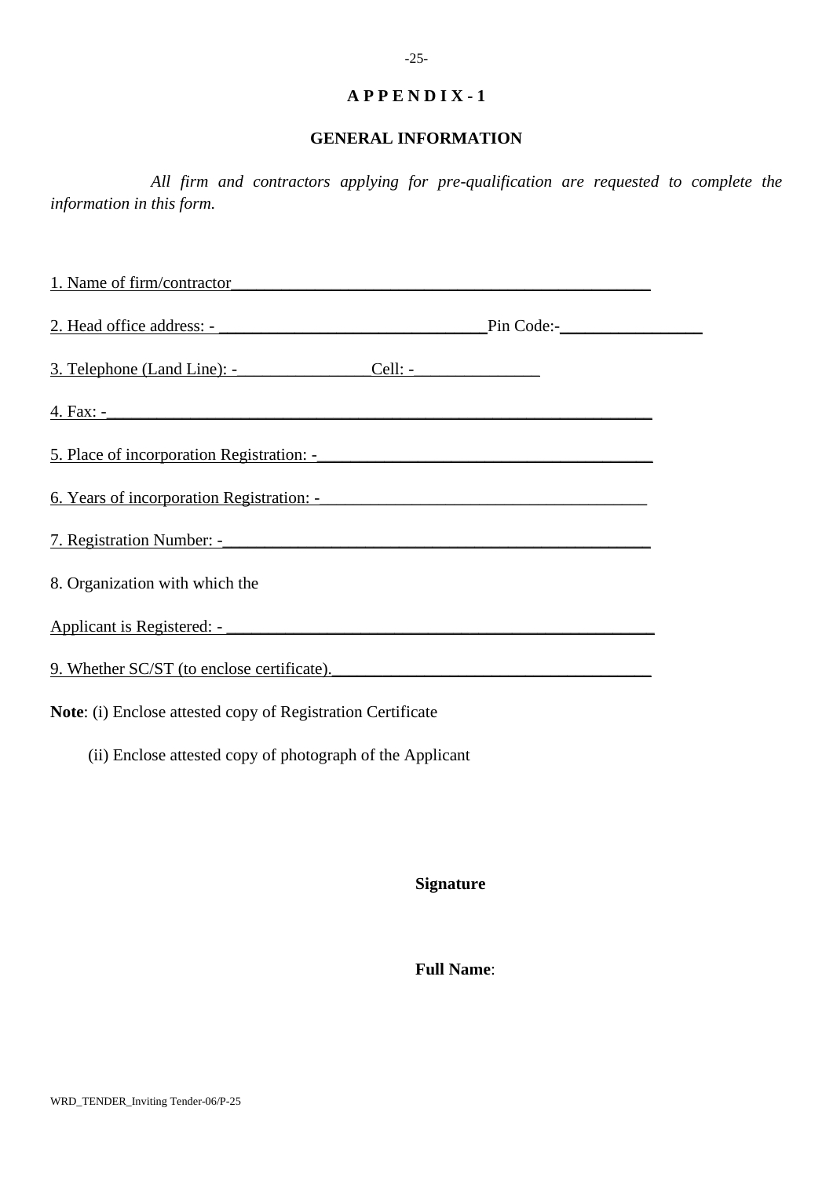# A P P E N D I X - 1

## GENERAL INFORMATION

*All firm and contractors applying for pre-qualification are requested to complete the information in this form.*

1. Name of firm/contractor________________________________________________

2. Head office address: - _______________________________Pin Code:-________________

3. Telephone (Land Line): -________________Cell: -_______________

4. Fax: -_____________________________________________________________

5. Place of incorporation Registration: -_____________________________________

6. Years of incorporation Registration: -_____________________________________

7. Registration Number: -_________________________________________________

8. Organization with which the

Applicant is Registered: - _______________________________________________

9. Whether SC/ST (to enclose certificate).____________________________________

**Note**: (i) Enclose attested copy of Registration Certificate

(ii) Enclose attested copy of photograph of the Applicant

**Signature**

**Full Name**:

WRD_TENDER_Inviting Tender-06/P-25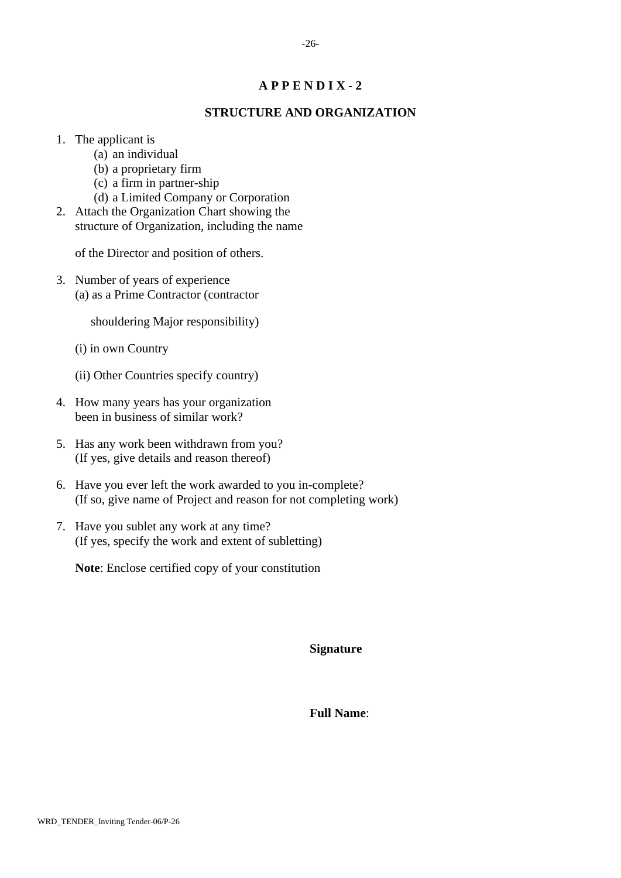# A P P E N D I X - 2

## STRUCTURE AND ORGANIZATION

1. The applicant is
   (a) an individual
   (b) a proprietary firm
   (c) a firm in partner-ship
   (d) a Limited Company or Corporation
2. Attach the Organization Chart showing the structure of Organization, including the name

   of the Director and position of others.

3. Number of years of experience
   (a) as a Prime Contractor (contractor

   shouldering Major responsibility)

   (i) in own Country

   (ii) Other Countries specify country)

4. How many years has your organization been in business of similar work?

5. Has any work been withdrawn from you? (If yes, give details and reason thereof)

6. Have you ever left the work awarded to you in-complete? (If so, give name of Project and reason for not completing work)

7. Have you sublet any work at any time? (If yes, specify the work and extent of subletting)

   **Note**: Enclose certified copy of your constitution

**Signature**

**Full Name**: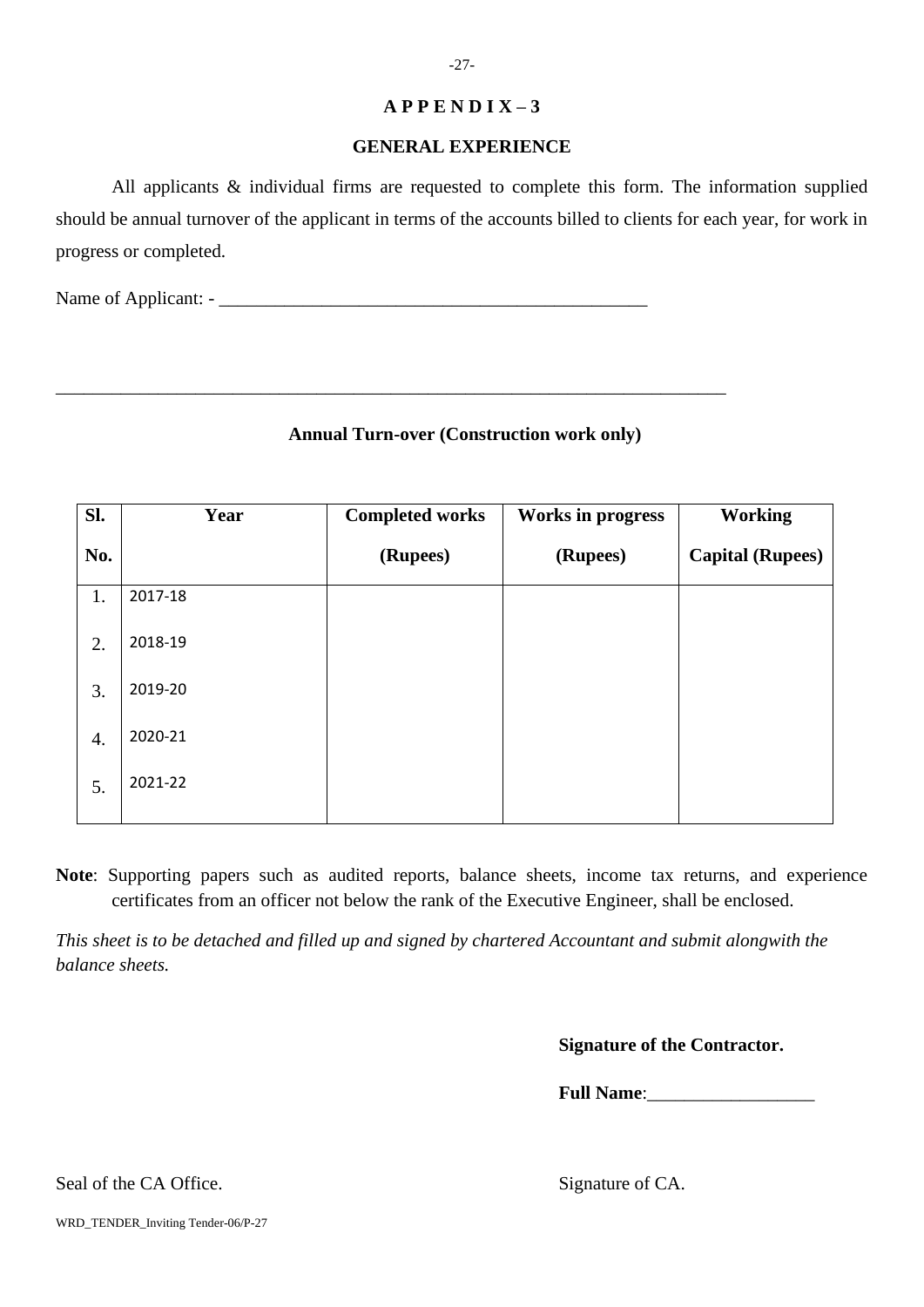# APPENDIX – 3

## GENERAL EXPERIENCE

All applicants & individual firms are requested to complete this form. The information supplied should be annual turnover of the applicant in terms of the accounts billed to clients for each year, for work in progress or completed.

Name of Applicant: - _______________________________________________

___________________________________________________________________________

**Annual Turn-over (Construction work only)**

| Sl. No. | Year | Completed works (Rupees) | Works in progress (Rupees) | Working Capital (Rupees) |
|---|---|---|---|---|
| 1. | 2017-18 | | | |
| 2. | 2018-19 | | | |
| 3. | 2019-20 | | | |
| 4. | 2020-21 | | | |
| 5. | 2021-22 | | | |

**Note**: Supporting papers such as audited reports, balance sheets, income tax returns, and experience certificates from an officer not below the rank of the Executive Engineer, shall be enclosed.

*This sheet is to be detached and filled up and signed by chartered Accountant and submit alongwith the balance sheets.*

**Signature of the Contractor.**

**Full Name**:__________________

Seal of the CA Office.

Signature of CA.

WRD_TENDER_Inviting Tender-06/P-27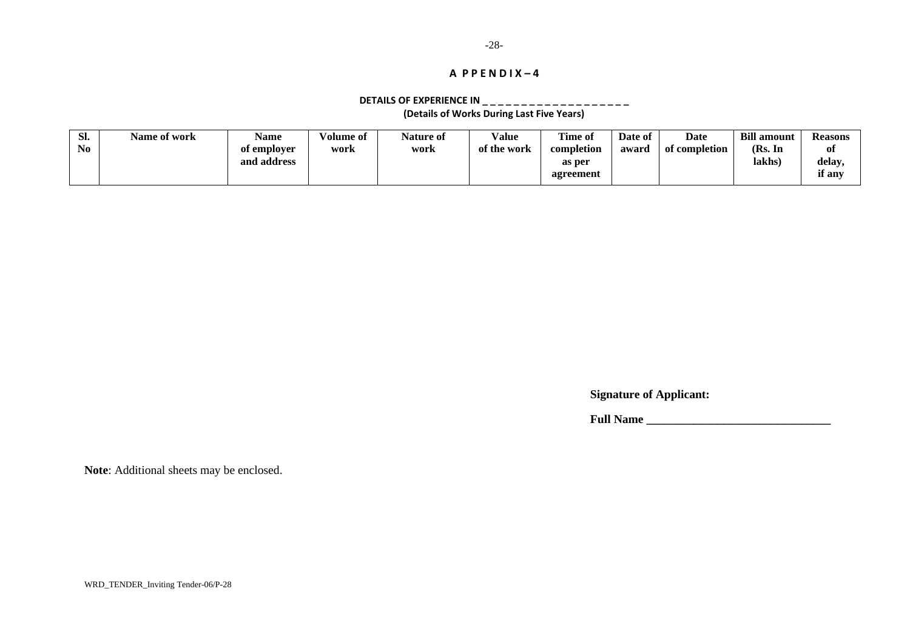## APPENDIX – 4

### DETAILS OF EXPERIENCE IN _ _ _ _ _ _ _ _ _ _ _ _ _ _ _ _ _ _ _

**(Details of Works During Last Five Years)**

| Sl. No | Name of work | Name of employer and address | Volume of work | Nature of work | Value of the work | Time of completion as per agreement | Date of award | Date of completion | Bill amount (Rs. In lakhs) | Reasons of delay, if any |
|---|---|---|---|---|---|---|---|---|---|---|
| | | | | | | | | | | |

**Signature of Applicant:**

**Full Name _______________________________**

**Note**: Additional sheets may be enclosed.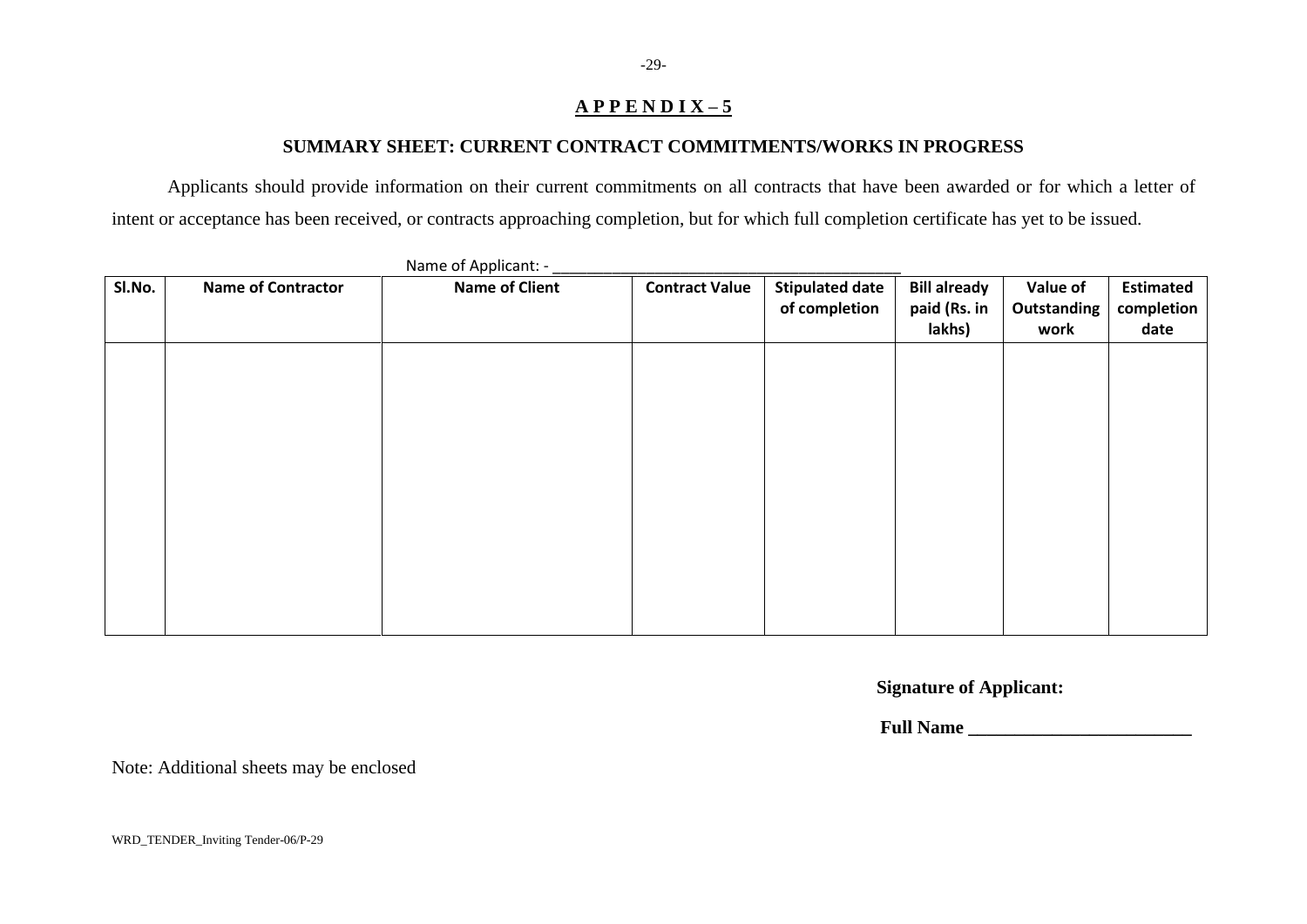# APPENDIX – 5

## SUMMARY SHEET: CURRENT CONTRACT COMMITMENTS/WORKS IN PROGRESS

Applicants should provide information on their current commitments on all contracts that have been awarded or for which a letter of intent or acceptance has been received, or contracts approaching completion, but for which full completion certificate has yet to be issued.

Name of Applicant: - ________________________________________

| Sl.No. | Name of Contractor | Name of Client | Contract Value | Stipulated date of completion | Bill already paid (Rs. in lakhs) | Value of Outstanding work | Estimated completion date |
|---|---|---|---|---|---|---|---|
| | | | | | | | |

**Signature of Applicant:**

**Full Name ________________________**

Note: Additional sheets may be enclosed

WRD_TENDER_Inviting Tender-06/P-29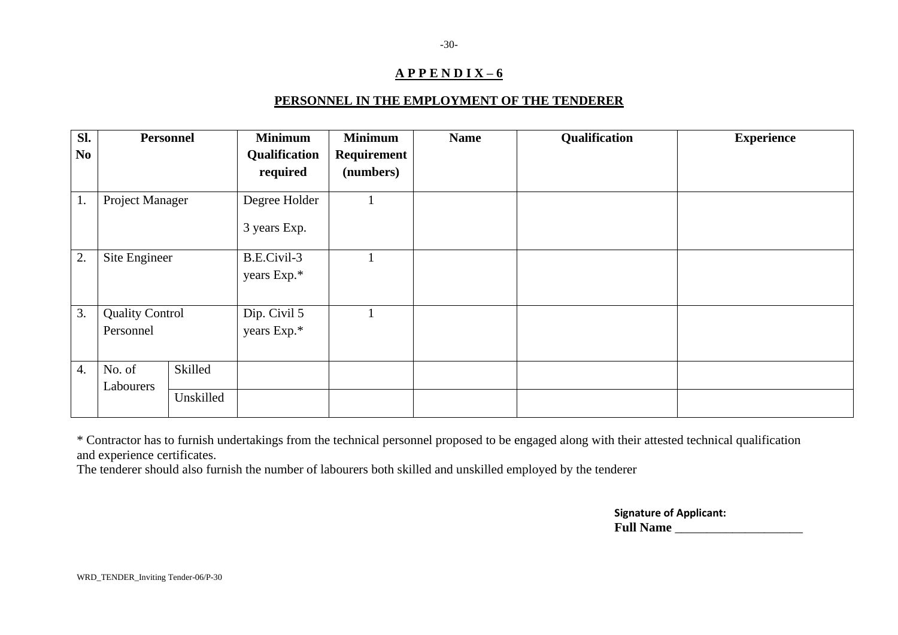## APPENDIX – 6

## PERSONNEL IN THE EMPLOYMENT OF THE TENDERER

| Sl. No | Personnel | | Minimum Qualification required | Minimum Requirement (numbers) | Name | Qualification | Experience |
|---|---|---|---|---|---|---|---|
| 1. | Project Manager | | Degree Holder 3 years Exp. | 1 | | | |
| 2. | Site Engineer | | B.E.Civil-3 years Exp.* | 1 | | | |
| 3. | Quality Control Personnel | | Dip. Civil 5 years Exp.* | 1 | | | |
| 4. | No. of Labourers | Skilled | | | | | |
| | | Unskilled | | | | | |

* Contractor has to furnish undertakings from the technical personnel proposed to be engaged along with their attested technical qualification and experience certificates.

The tenderer should also furnish the number of labourers both skilled and unskilled employed by the tenderer

**Signature of Applicant:**
**Full Name** ____________________

WRD_TENDER_Inviting Tender-06/P-30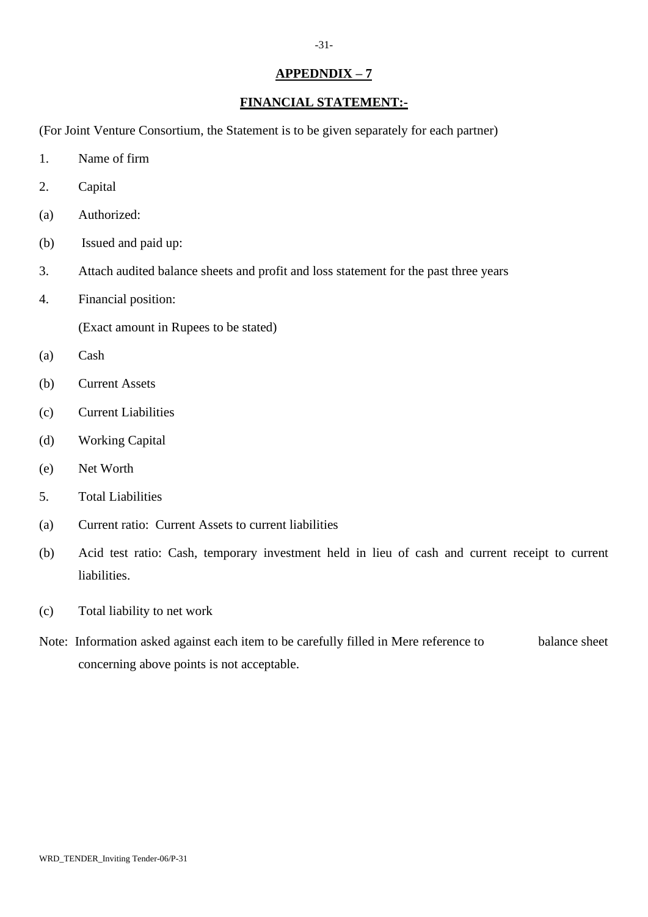## APPEDNDIX – 7

## FINANCIAL STATEMENT:-

(For Joint Venture Consortium, the Statement is to be given separately for each partner)

1. Name of firm

2. Capital

(a) Authorized:

(b) Issued and paid up:

3. Attach audited balance sheets and profit and loss statement for the past three years

4. Financial position:

   (Exact amount in Rupees to be stated)

(a) Cash

(b) Current Assets

(c) Current Liabilities

(d) Working Capital

(e) Net Worth

5. Total Liabilities

(a) Current ratio: Current Assets to current liabilities

(b) Acid test ratio: Cash, temporary investment held in lieu of cash and current receipt to current liabilities.

(c) Total liability to net work

Note: Information asked against each item to be carefully filled in Mere reference to balance sheet concerning above points is not acceptable.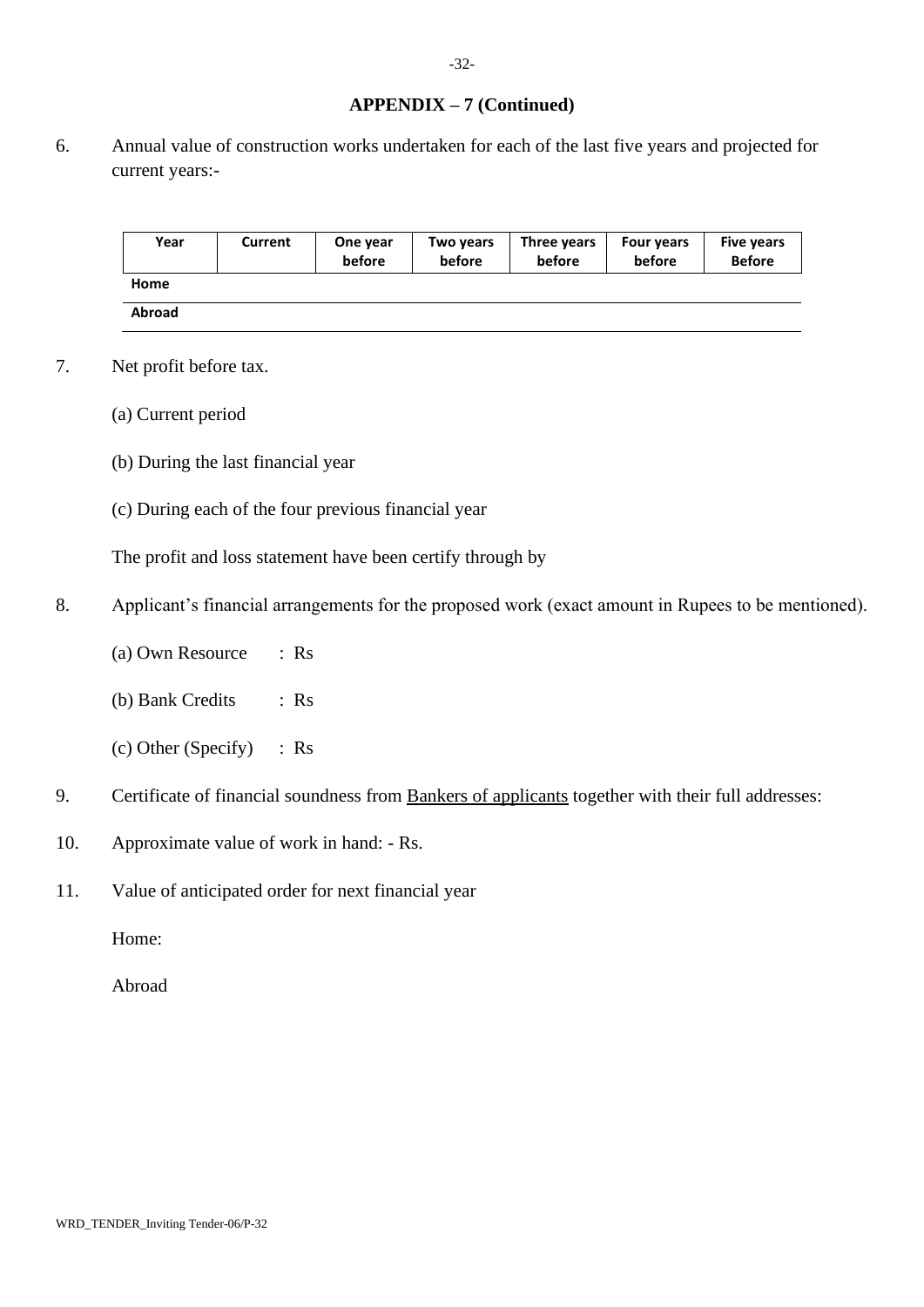## APPENDIX – 7 (Continued)

6. Annual value of construction works undertaken for each of the last five years and projected for current years:-

| Year | Current | One year before | Two years before | Three years before | Four years before | Five years Before |
|---|---|---|---|---|---|---|
| **Home** | | | | | | |
| **Abroad** | | | | | | |

7. Net profit before tax.

   (a) Current period

   (b) During the last financial year

   (c) During each of the four previous financial year

   The profit and loss statement have been certify through by

8. Applicant's financial arrangements for the proposed work (exact amount in Rupees to be mentioned).

   (a) Own Resource : Rs

   (b) Bank Credits : Rs

   (c) Other (Specify) : Rs

9. Certificate of financial soundness from Bankers of applicants together with their full addresses:

10. Approximate value of work in hand: - Rs.

11. Value of anticipated order for next financial year

    Home:

    Abroad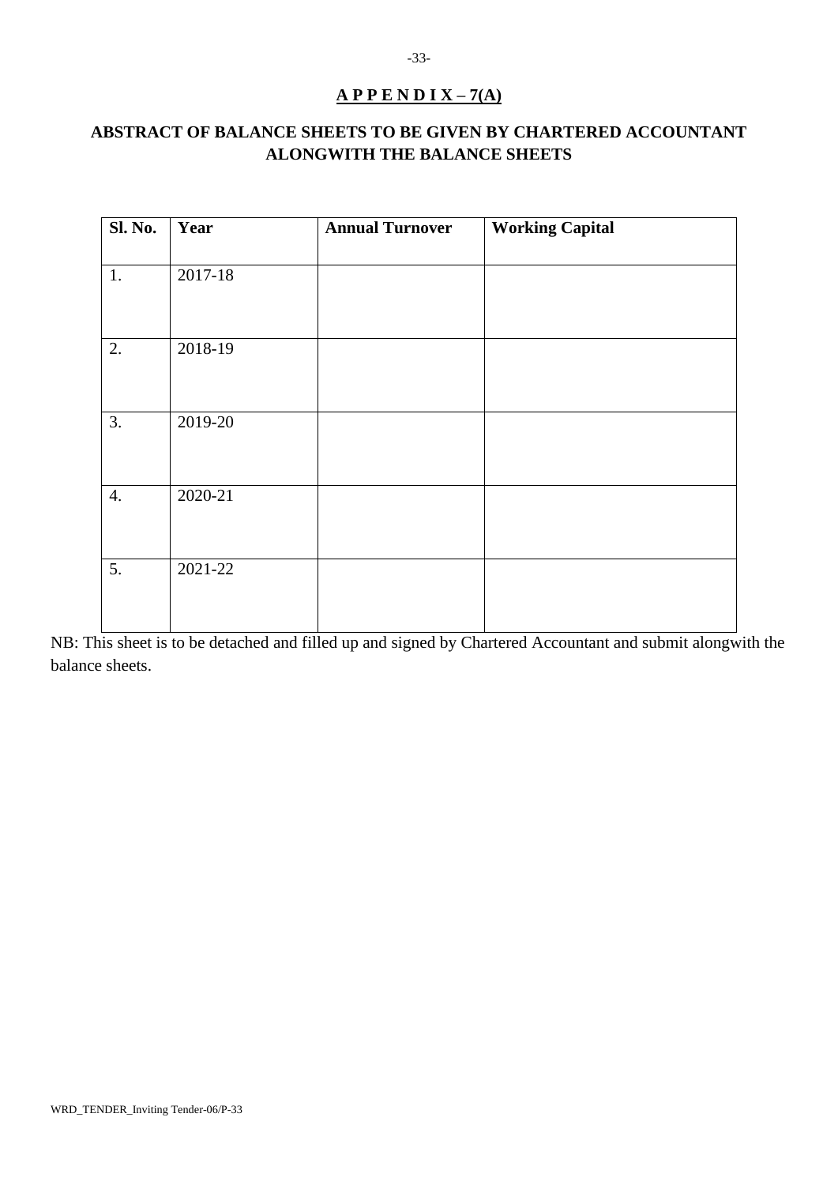## APPENDIX – 7(A)

**ABSTRACT OF BALANCE SHEETS TO BE GIVEN BY CHARTERED ACCOUNTANT ALONGWITH THE BALANCE SHEETS**

| Sl. No. | Year | Annual Turnover | Working Capital |
|---|---|---|---|
| 1. | 2017-18 | | |
| 2. | 2018-19 | | |
| 3. | 2019-20 | | |
| 4. | 2020-21 | | |
| 5. | 2021-22 | | |

NB: This sheet is to be detached and filled up and signed by Chartered Accountant and submit alongwith the balance sheets.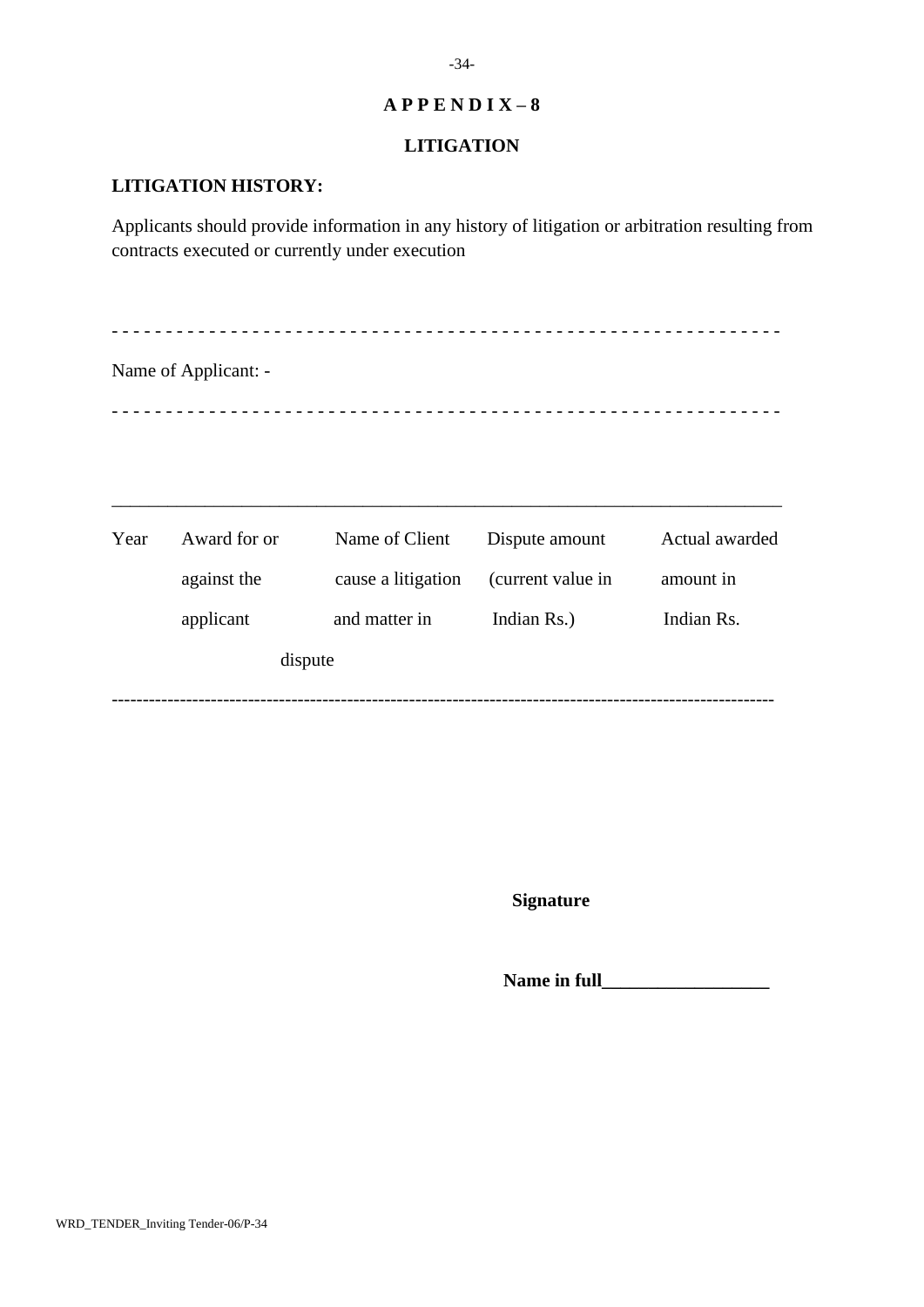## APPENDIX – 8

## LITIGATION

**LITIGATION HISTORY:**

Applicants should provide information in any history of litigation or arbitration resulting from contracts executed or currently under execution

- - - - - - - - - - - - - - - - - - - - - - - - - - - - - - - - - - - - - - - - - - - - - - - - - - - - - - - - - - - -

Name of Applicant: -

- - - - - - - - - - - - - - - - - - - - - - - - - - - - - - - - - - - - - - - - - - - - - - - - - - - - - - - - - - - -

| Year | Award for or against the applicant | Name of Client cause a litigation and matter in dispute | Dispute amount (current value in Indian Rs.) | Actual awarded amount in Indian Rs. |
|---|---|---|---|---|
| | | | | |

**Signature**

**Name in full__________________**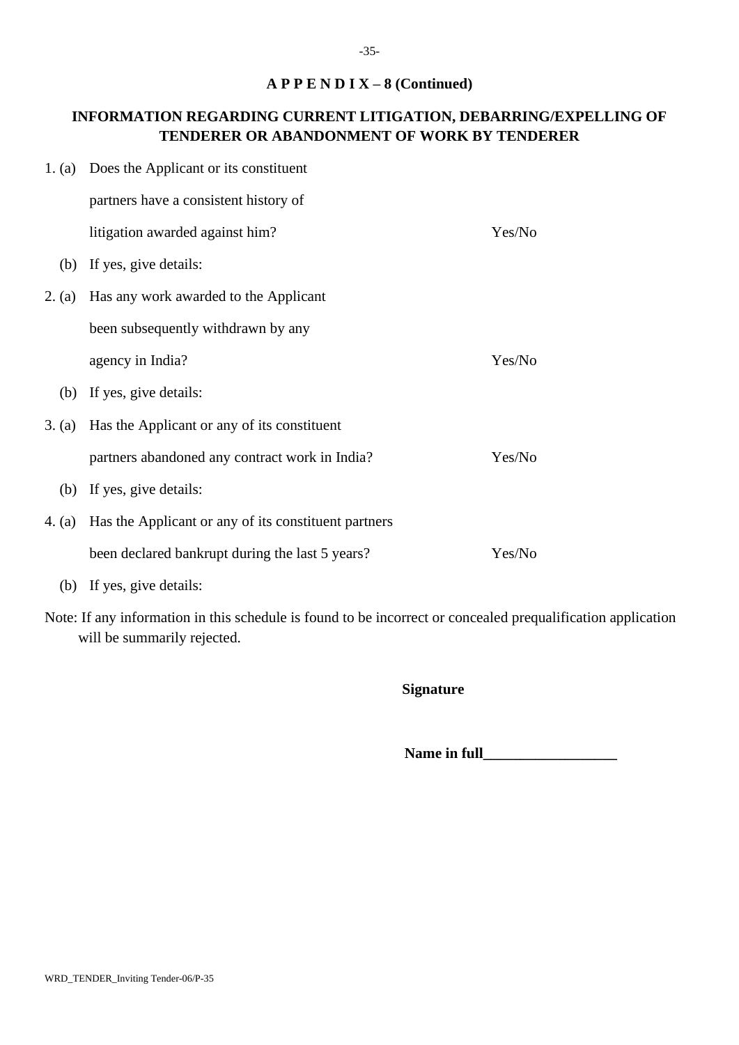# A P P E N D I X – 8 (Continued)

## INFORMATION REGARDING CURRENT LITIGATION, DEBARRING/EXPELLING OF TENDERER OR ABANDONMENT OF WORK BY TENDERER

1. (a) Does the Applicant or its constituent partners have a consistent history of litigation awarded against him? Yes/No

   (b) If yes, give details:

2. (a) Has any work awarded to the Applicant been subsequently withdrawn by any agency in India? Yes/No

   (b) If yes, give details:

3. (a) Has the Applicant or any of its constituent partners abandoned any contract work in India? Yes/No

   (b) If yes, give details:

4. (a) Has the Applicant or any of its constituent partners been declared bankrupt during the last 5 years? Yes/No

   (b) If yes, give details:

Note: If any information in this schedule is found to be incorrect or concealed prequalification application will be summarily rejected.

**Signature**

**Name in full_________________**

WRD_TENDER_Inviting Tender-06/P-35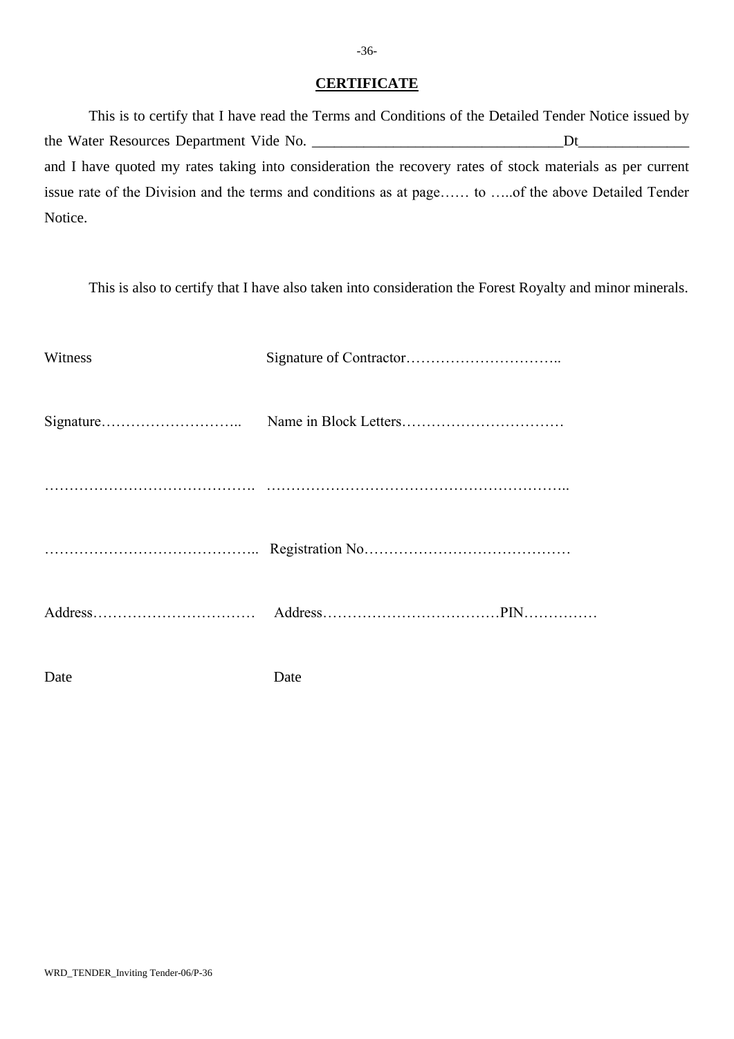## CERTIFICATE

This is to certify that I have read the Terms and Conditions of the Detailed Tender Notice issued by the Water Resources Department Vide No. ________________________________Dt______________ and I have quoted my rates taking into consideration the recovery rates of stock materials as per current issue rate of the Division and the terms and conditions as at page…… to …..of the above Detailed Tender Notice.

This is also to certify that I have also taken into consideration the Forest Royalty and minor minerals.

Witness　　　　　　　　Signature of Contractor…………………………..

Signature………………………..　　Name in Block Letters……………………………

…………………………………….　……………………………………………………..

……………………………………..　Registration No……………………………………

Address……………………………　Address………………………………PIN……………

Date　　　　　　　　　　Date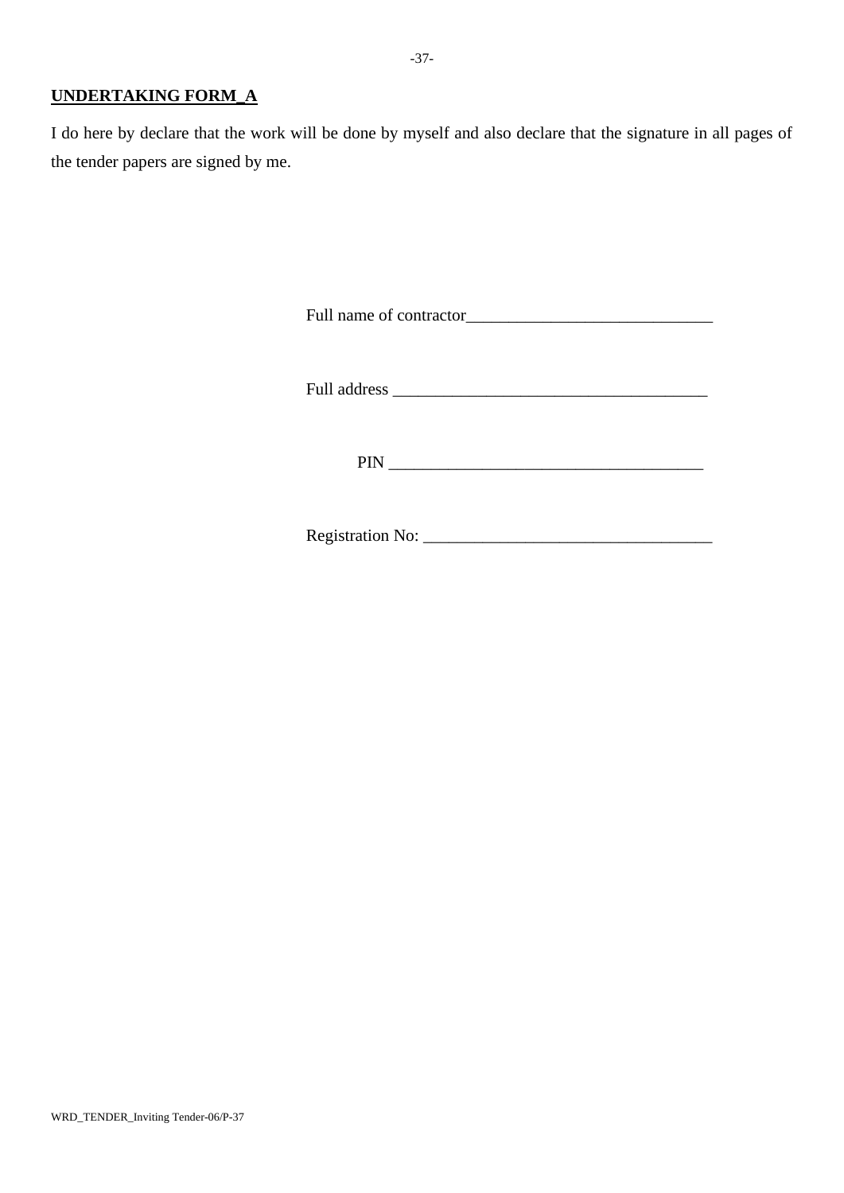**UNDERTAKING FORM_A**

I do here by declare that the work will be done by myself and also declare that the signature in all pages of the tender papers are signed by me.

Full name of contractor_____________________________

Full address _____________________________________

PIN ____________________________________

Registration No: _________________________________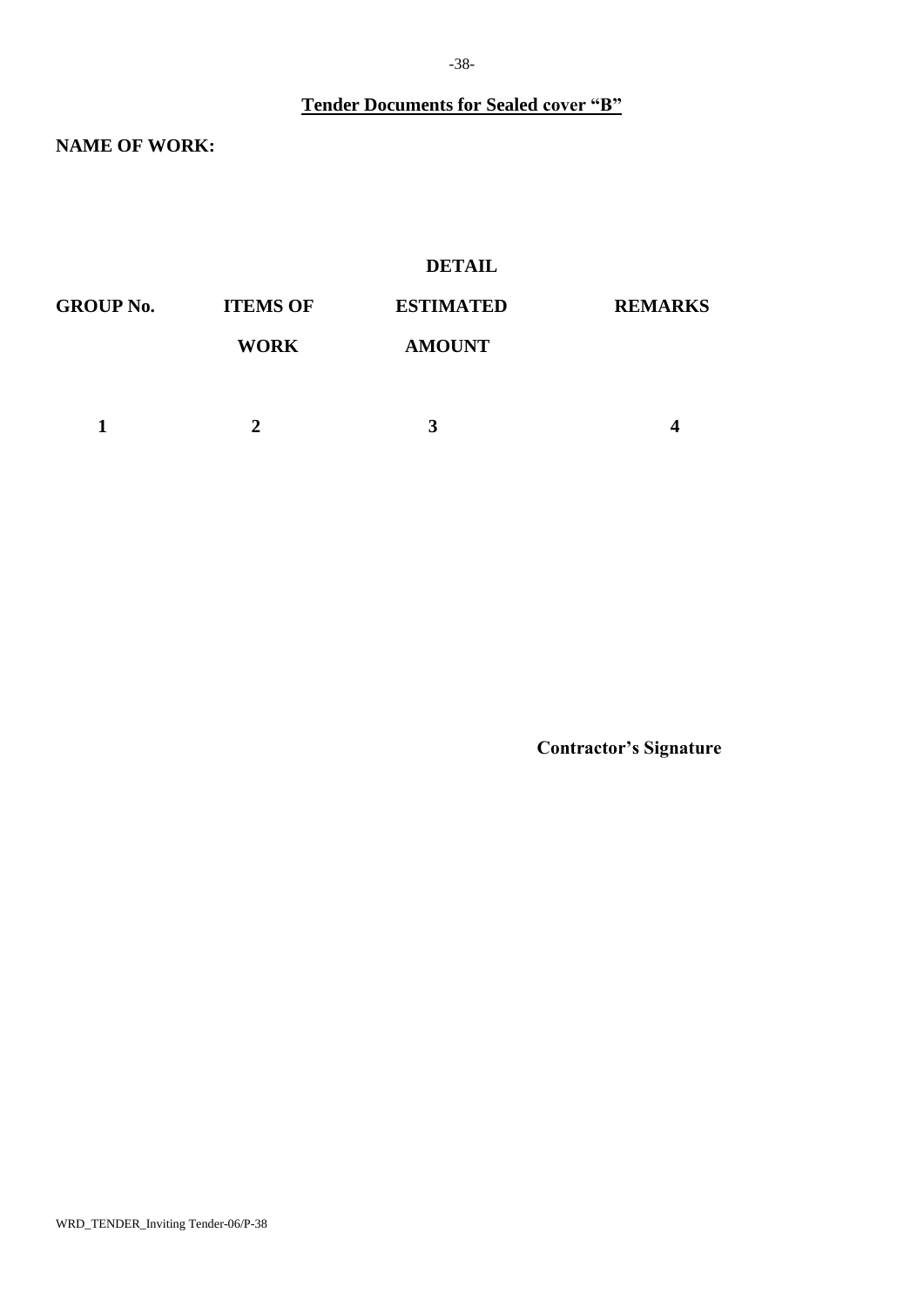**Tender Documents for Sealed cover "B"**

**NAME OF WORK:**

| **GROUP No.** | **ITEMS OF WORK** | **DETAIL ESTIMATED AMOUNT** | **REMARKS** |
|---|---|---|---|
| **1** | **2** | **3** | **4** |

**Contractor's Signature**

WRD_TENDER_Inviting Tender-06/P-38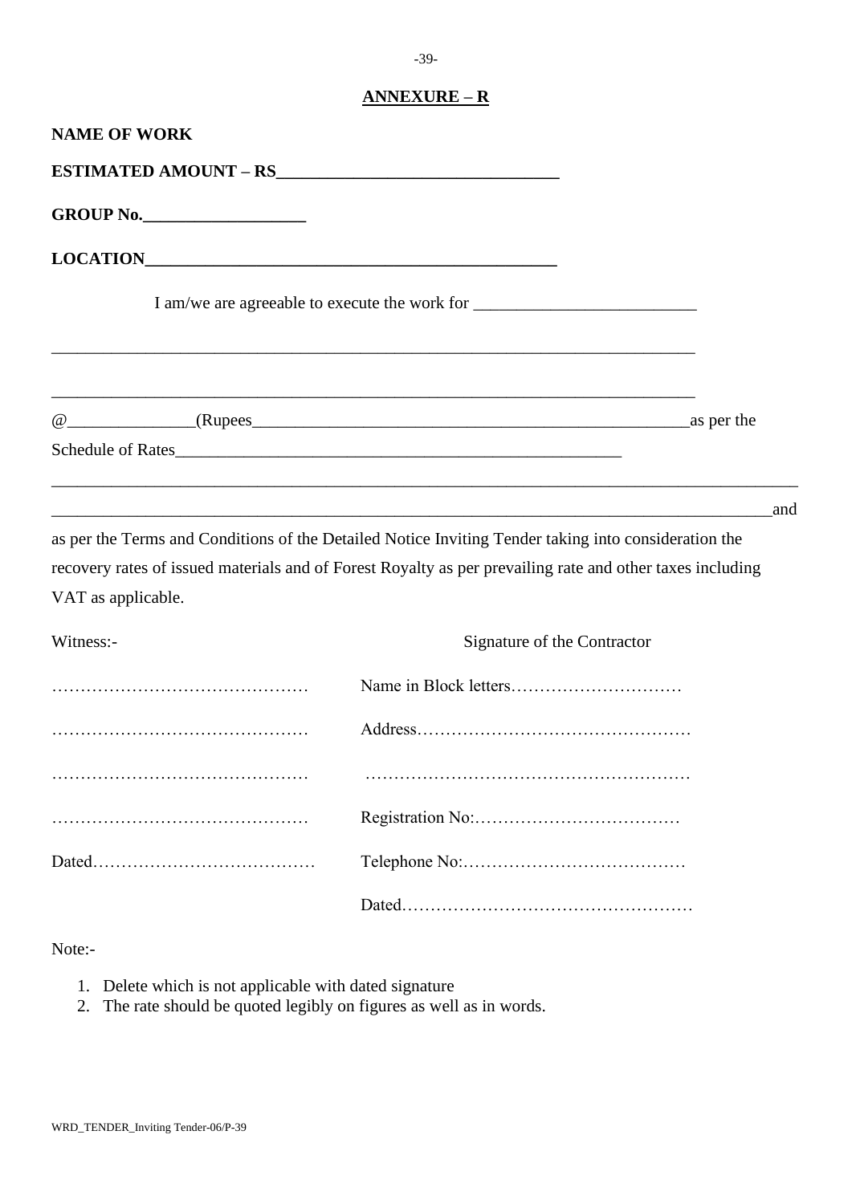## ANNEXURE – R

**NAME OF WORK**

**ESTIMATED AMOUNT – RS\_\_\_\_\_\_\_\_\_\_\_\_\_\_\_\_\_\_\_\_\_\_\_\_\_\_\_\_\_\_\_\_**

**GROUP No.\_\_\_\_\_\_\_\_\_\_\_\_\_\_\_\_\_\_\_**

**LOCATION\_\_\_\_\_\_\_\_\_\_\_\_\_\_\_\_\_\_\_\_\_\_\_\_\_\_\_\_\_\_\_\_\_\_\_\_\_\_\_\_\_\_\_\_\_\_\_\_**

I am/we are agreeable to execute the work for \_\_\_\_\_\_\_\_\_\_\_\_\_\_\_\_\_\_\_\_\_\_\_\_\_\_

\_\_\_\_\_\_\_\_\_\_\_\_\_\_\_\_\_\_\_\_\_\_\_\_\_\_\_\_\_\_\_\_\_\_\_\_\_\_\_\_\_\_\_\_\_\_\_\_\_\_\_\_\_\_\_\_\_\_\_\_\_\_\_\_\_\_\_\_\_\_\_\_\_\_\_

\_\_\_\_\_\_\_\_\_\_\_\_\_\_\_\_\_\_\_\_\_\_\_\_\_\_\_\_\_\_\_\_\_\_\_\_\_\_\_\_\_\_\_\_\_\_\_\_\_\_\_\_\_\_\_\_\_\_\_\_\_\_\_\_\_\_\_\_\_\_\_\_\_\_\_

@\_\_\_\_\_\_\_\_\_\_\_\_\_\_\_(Rupees\_\_\_\_\_\_\_\_\_\_\_\_\_\_\_\_\_\_\_\_\_\_\_\_\_\_\_\_\_\_\_\_\_\_\_\_\_\_\_\_\_\_\_\_\_\_\_\_\_\_\_as per the Schedule of Rates\_\_\_\_\_\_\_\_\_\_\_\_\_\_\_\_\_\_\_\_\_\_\_\_\_\_\_\_\_\_\_\_\_\_\_\_\_\_\_\_\_\_\_\_\_\_\_\_\_\_\_\_\_

\_\_\_\_\_\_\_\_\_\_\_\_\_\_\_\_\_\_\_\_\_\_\_\_\_\_\_\_\_\_\_\_\_\_\_\_\_\_\_\_\_\_\_\_\_\_\_\_\_\_\_\_\_\_\_\_\_\_\_\_\_\_\_\_\_\_\_\_\_\_\_\_\_\_\_\_\_\_\_\_\_\_\_\_\_

\_\_\_\_\_\_\_\_\_\_\_\_\_\_\_\_\_\_\_\_\_\_\_\_\_\_\_\_\_\_\_\_\_\_\_\_\_\_\_\_\_\_\_\_\_\_\_\_\_\_\_\_\_\_\_\_\_\_\_\_\_\_\_\_\_\_\_\_\_\_\_\_\_\_\_\_\_\_\_\_\_\_\_\_and

as per the Terms and Conditions of the Detailed Notice Inviting Tender taking into consideration the recovery rates of issued materials and of Forest Royalty as per prevailing rate and other taxes including VAT as applicable.

| Witness:- | Signature of the Contractor |
|---|---|
| ……………………………………… | Name in Block letters………………………… |
| ……………………………………… | Address………………………………………… |
| ……………………………………… | ………………………………………………… |
| ……………………………………… | Registration No:……………………………… |
| Dated………………………………… | Telephone No:………………………………… |
| | Dated…………………………………………… |

Note:-

1. Delete which is not applicable with dated signature
2. The rate should be quoted legibly on figures as well as in words.